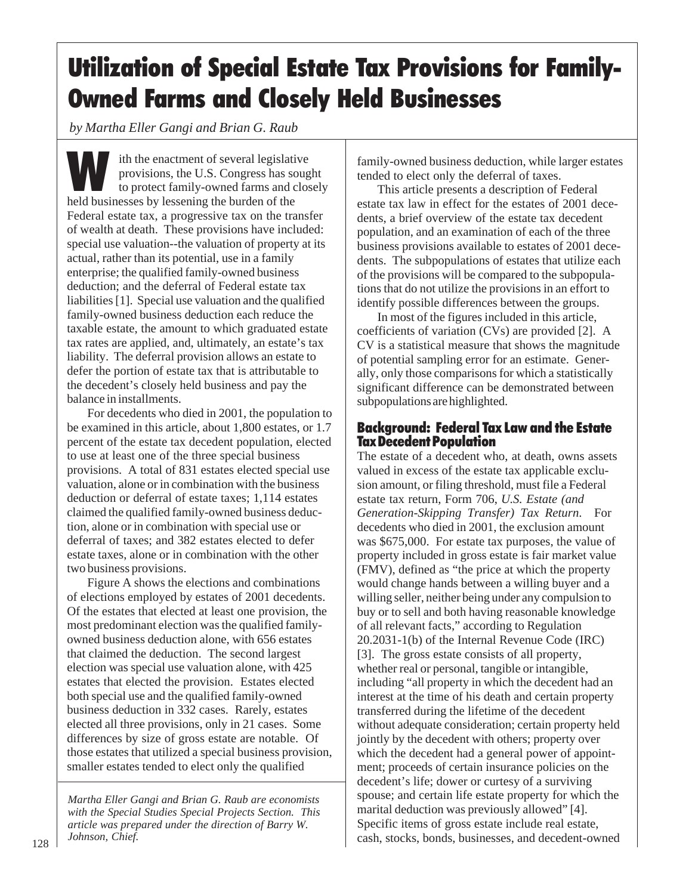# Utilization of Special Estate Tax Provisions for Family-Owned Farms and Closely Held Businesses

*by Martha Eller Gangi and Brian G. Raub*

With the enactment of several legislative provisions, the U.S. Congress has sought to protect family-owned farms and closely held businesses by lessening the burden of the Federal estate tax, a progressive tax on the transfer of wealth at death. These provisions have included: special use valuation--the valuation of property at its actual, rather than its potential, use in a family enterprise; the qualified family-owned business deduction; and the deferral of Federal estate tax liabilities [1]. Special use valuation and the qualified family-owned business deduction each reduce the taxable estate, the amount to which graduated estate tax rates are applied, and, ultimately, an estate's tax liability. The deferral provision allows an estate to defer the portion of estate tax that is attributable to the decedent's closely held business and pay the balance in installments.

For decedents who died in 2001, the population to be examined in this article, about 1,800 estates, or 1.7 percent of the estate tax decedent population, elected to use at least one of the three special business provisions. A total of 831 estates elected special use valuation, alone or in combination with the business deduction or deferral of estate taxes; 1,114 estates claimed the qualified family-owned business deduction, alone or in combination with special use or deferral of taxes; and 382 estates elected to defer estate taxes, alone or in combination with the other two business provisions.

Figure A shows the elections and combinations of elections employed by estates of 2001 decedents. Of the estates that elected at least one provision, the most predominant election was the qualified family-owned business deduction alone, with 656 estates that claimed the deduction. The second largest election was special use valuation alone, with 425 estates that elected the provision. Estates elected both special use and the qualified family-owned business deduction in 332 cases. Rarely, estates elected all three provisions, only in 21 cases. Some differences by size of gross estate are notable. Of those estates that utilized a special business provision, smaller estates tended to elect only the qualified family-owned business deduction, while larger estates tended to elect only the deferral of taxes.

This article presents a description of Federal estate tax law in effect for the estates of 2001 decedents, a brief overview of the estate tax decedent population, and an examination of each of the three business provisions available to estates of 2001 decedents. The subpopulations of estates that utilize each of the provisions will be compared to the subpopulations that do not utilize the provisions in an effort to identify possible differences between the groups.

In most of the figures included in this article, coefficients of variation (CVs) are provided [2]. A CV is a statistical measure that shows the magnitude of potential sampling error for an estimate. Generally, only those comparisons for which a statistically significant difference can be demonstrated between subpopulations are highlighted.

## Background: Federal Tax Law and the Estate Tax Decedent Population

The estate of a decedent who, at death, owns assets valued in excess of the estate tax applicable exclusion amount, or filing threshold, must file a Federal estate tax return, Form 706, *U.S. Estate (and Generation-Skipping Transfer) Tax Return*. For decedents who died in 2001, the exclusion amount was $675,000. For estate tax purposes, the value of property included in gross estate is fair market value (FMV), defined as "the price at which the property would change hands between a willing buyer and a willing seller, neither being under any compulsion to buy or to sell and both having reasonable knowledge of all relevant facts," according to Regulation 20.2031-1(b) of the Internal Revenue Code (IRC) [3]. The gross estate consists of all property, whether real or personal, tangible or intangible, including "all property in which the decedent had an interest at the time of his death and certain property transferred during the lifetime of the decedent without adequate consideration; certain property held jointly by the decedent with others; property over which the decedent had a general power of appointment; proceeds of certain insurance policies on the decedent's life; dower or curtesy of a surviving spouse; and certain life estate property for which the marital deduction was previously allowed" [4]. Specific items of gross estate include real estate, cash, stocks, bonds, businesses, and decedent-owned

*Martha Eller Gangi and Brian G. Raub are economists with the Special Studies Special Projects Section. This article was prepared under the direction of Barry W. Johnson, Chief.*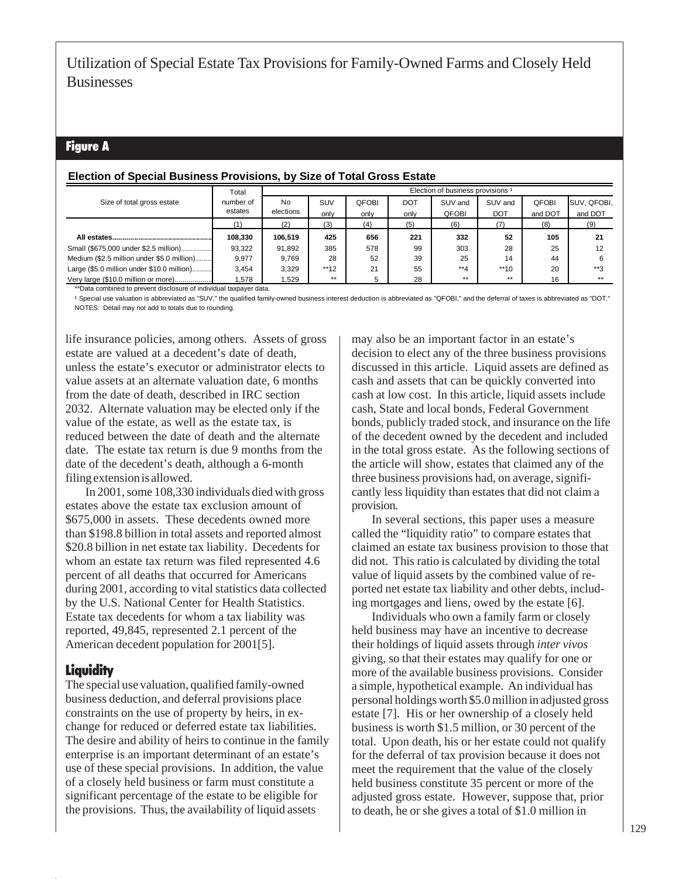# Utilization of Special Estate Tax Provisions for Family-Owned Farms and Closely Held Businesses

## Figure A

**Election of Special Business Provisions, by Size of Total Gross Estate**

| Size of total gross estate | Total number of estates | Election of business provisions [1] | | | | | | | |
|---|---|---|---|---|---|---|---|---|---|
| | | No elections | SUV only | QFOBI only | DOT only | SUV and QFOBI | SUV and DOT | QFOBI and DOT | SUV, QFOBI, and DOT |
| | (1) | (2) | (3) | (4) | (5) | (6) | (7) | (8) | (9) |
| **All estates** | **108,330** | **106,519** | **425** | **656** | **221** | **332** | **52** | **105** | **21** |
| Small ($675,000 under $2.5 million) | 93,322 | 91,892 | 385 | 578 | 99 | 303 | 28 | 25 | 12 |
| Medium ($2.5 million under $5.0 million) | 9,977 | 9,769 | 28 | 52 | 39 | 25 | 14 | 44 | 6 |
| Large ($5.0 million under $10.0 million) | 3,454 | 3,329 | **12 | 21 | 55 | **4 | **10 | 20 | **3 |
| Very large ($10.0 million or more) | 1,578 | 1,529 | ** | 5 | 28 | ** | ** | 16 | ** |

**Data combined to prevent disclosure of individual taxpayer data.

[1] Special use valuation is abbreviated as "SUV," the qualified family-owned business interest deduction is abbreviated as "QFOBI," and the deferral of taxes is abbreviated as "DOT."

NOTES: Detail may not add to totals due to rounding.

life insurance policies, among others. Assets of gross estate are valued at a decedent's date of death, unless the estate's executor or administrator elects to value assets at an alternate valuation date, 6 months from the date of death, described in IRC section 2032. Alternate valuation may be elected only if the value of the estate, as well as the estate tax, is reduced between the date of death and the alternate date. The estate tax return is due 9 months from the date of the decedent's death, although a 6-month filing extension is allowed.

In 2001, some 108,330 individuals died with gross estates above the estate tax exclusion amount of $675,000 in assets. These decedents owned more than $198.8 billion in total assets and reported almost $20.8 billion in net estate tax liability. Decedents for whom an estate tax return was filed represented 4.6 percent of all deaths that occurred for Americans during 2001, according to vital statistics data collected by the U.S. National Center for Health Statistics. Estate tax decedents for whom a tax liability was reported, 49,845, represented 2.1 percent of the American decedent population for 2001[5].

## Liquidity

The special use valuation, qualified family-owned business deduction, and deferral provisions place constraints on the use of property by heirs, in exchange for reduced or deferred estate tax liabilities. The desire and ability of heirs to continue in the family enterprise is an important determinant of an estate's use of these special provisions. In addition, the value of a closely held business or farm must constitute a significant percentage of the estate to be eligible for the provisions. Thus, the availability of liquid assets may also be an important factor in an estate's decision to elect any of the three business provisions discussed in this article. Liquid assets are defined as cash and assets that can be quickly converted into cash at low cost. In this article, liquid assets include cash, State and local bonds, Federal Government bonds, publicly traded stock, and insurance on the life of the decedent owned by the decedent and included in the total gross estate. As the following sections of the article will show, estates that claimed any of the three business provisions had, on average, significantly less liquidity than estates that did not claim a provision.

In several sections, this paper uses a measure called the "liquidity ratio" to compare estates that claimed an estate tax business provision to those that did not. This ratio is calculated by dividing the total value of liquid assets by the combined value of reported net estate tax liability and other debts, including mortgages and liens, owed by the estate [6].

Individuals who own a family farm or closely held business may have an incentive to decrease their holdings of liquid assets through *inter vivos* giving, so that their estates may qualify for one or more of the available business provisions. Consider a simple, hypothetical example. An individual has personal holdings worth $5.0 million in adjusted gross estate [7]. His or her ownership of a closely held business is worth $1.5 million, or 30 percent of the total. Upon death, his or her estate could not qualify for the deferral of tax provision because it does not meet the requirement that the value of the closely held business constitute 35 percent or more of the adjusted gross estate. However, suppose that, prior to death, he or she gives a total of $1.0 million in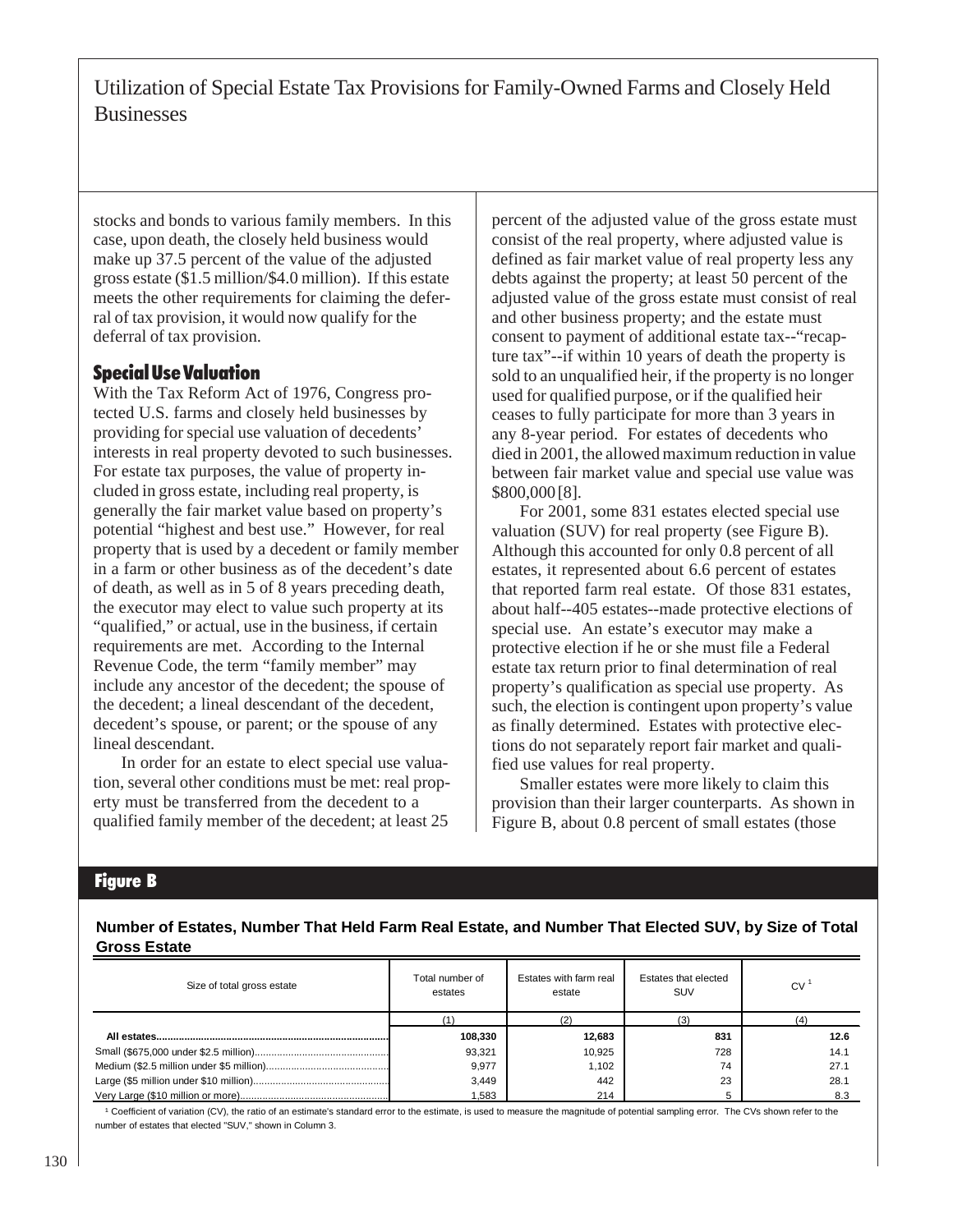stocks and bonds to various family members. In this case, upon death, the closely held business would make up 37.5 percent of the value of the adjusted gross estate ($1.5 million/$4.0 million). If this estate meets the other requirements for claiming the deferral of tax provision, it would now qualify for the deferral of tax provision.

## Special Use Valuation

With the Tax Reform Act of 1976, Congress protected U.S. farms and closely held businesses by providing for special use valuation of decedents' interests in real property devoted to such businesses. For estate tax purposes, the value of property included in gross estate, including real property, is generally the fair market value based on property's potential "highest and best use." However, for real property that is used by a decedent or family member in a farm or other business as of the decedent's date of death, as well as in 5 of 8 years preceding death, the executor may elect to value such property at its "qualified," or actual, use in the business, if certain requirements are met. According to the Internal Revenue Code, the term "family member" may include any ancestor of the decedent; the spouse of the decedent; a lineal descendant of the decedent, decedent's spouse, or parent; or the spouse of any lineal descendant.

In order for an estate to elect special use valuation, several other conditions must be met: real property must be transferred from the decedent to a qualified family member of the decedent; at least 25 percent of the adjusted value of the gross estate must consist of the real property, where adjusted value is defined as fair market value of real property less any debts against the property; at least 50 percent of the adjusted value of the gross estate must consist of real and other business property; and the estate must consent to payment of additional estate tax--"recapture tax"--if within 10 years of death the property is sold to an unqualified heir, if the property is no longer used for qualified purpose, or if the qualified heir ceases to fully participate for more than 3 years in any 8-year period. For estates of decedents who died in 2001, the allowed maximum reduction in value between fair market value and special use value was $800,000 [8].

For 2001, some 831 estates elected special use valuation (SUV) for real property (see Figure B). Although this accounted for only 0.8 percent of all estates, it represented about 6.6 percent of estates that reported farm real estate. Of those 831 estates, about half--405 estates--made protective elections of special use. An estate's executor may make a protective election if he or she must file a Federal estate tax return prior to final determination of real property's qualification as special use property. As such, the election is contingent upon property's value as finally determined. Estates with protective elections do not separately report fair market and qualified use values for real property.

Smaller estates were more likely to claim this provision than their larger counterparts. As shown in Figure B, about 0.8 percent of small estates (those

## Figure B

**Number of Estates, Number That Held Farm Real Estate, and Number That Elected SUV, by Size of Total Gross Estate**

| Size of total gross estate | Total number of estates | Estates with farm real estate | Estates that elected SUV | CV [1] |
|---|---|---|---|---|
| | (1) | (2) | (3) | (4) |
| **All estates** | **108,330** | **12,683** | **831** | **12.6** |
| Small ($675,000 under $2.5 million) | 93,321 | 10,925 | 728 | 14.1 |
| Medium ($2.5 million under $5 million) | 9,977 | 1,102 | 74 | 27.1 |
| Large ($5 million under $10 million) | 3,449 | 442 | 23 | 28.1 |
| Very Large ($10 million or more) | 1,583 | 214 | 5 | 8.3 |

[1] Coefficient of variation (CV), the ratio of an estimate's standard error to the estimate, is used to measure the magnitude of potential sampling error. The CVs shown refer to the number of estates that elected "SUV," shown in Column 3.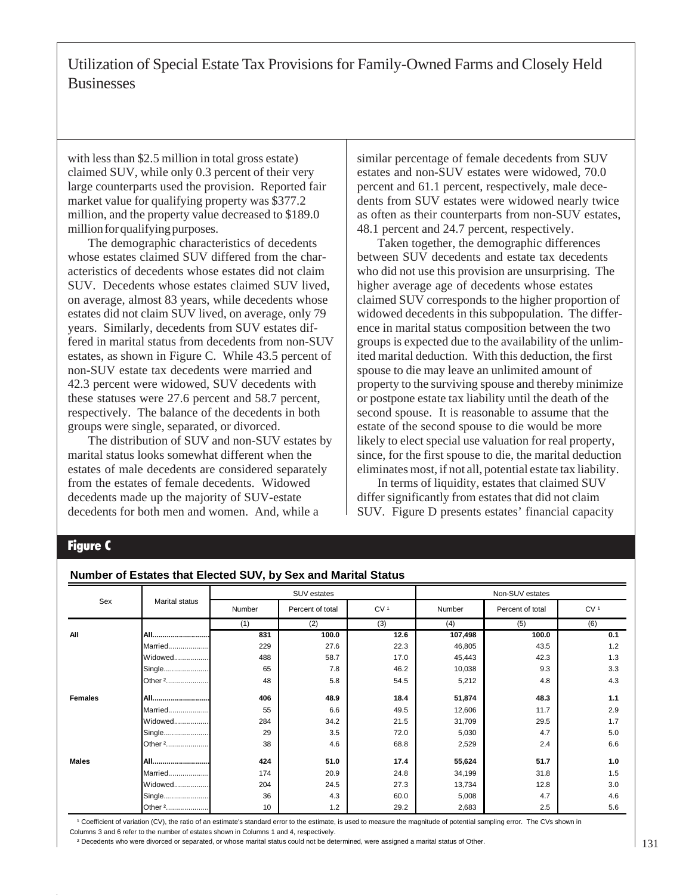with less than $2.5 million in total gross estate) claimed SUV, while only 0.3 percent of their very large counterparts used the provision. Reported fair market value for qualifying property was $377.2 million, and the property value decreased to $189.0 million for qualifying purposes.

The demographic characteristics of decedents whose estates claimed SUV differed from the characteristics of decedents whose estates did not claim SUV. Decedents whose estates claimed SUV lived, on average, almost 83 years, while decedents whose estates did not claim SUV lived, on average, only 79 years. Similarly, decedents from SUV estates differed in marital status from decedents from non-SUV estates, as shown in Figure C. While 43.5 percent of non-SUV estate tax decedents were married and 42.3 percent were widowed, SUV decedents with these statuses were 27.6 percent and 58.7 percent, respectively. The balance of the decedents in both groups were single, separated, or divorced.

The distribution of SUV and non-SUV estates by marital status looks somewhat different when the estates of male decedents are considered separately from the estates of female decedents. Widowed decedents made up the majority of SUV-estate decedents for both men and women. And, while a similar percentage of female decedents from SUV estates and non-SUV estates were widowed, 70.0 percent and 61.1 percent, respectively, male decedents from SUV estates were widowed nearly twice as often as their counterparts from non-SUV estates, 48.1 percent and 24.7 percent, respectively.

Taken together, the demographic differences between SUV decedents and estate tax decedents who did not use this provision are unsurprising. The higher average age of decedents whose estates claimed SUV corresponds to the higher proportion of widowed decedents in this subpopulation. The difference in marital status composition between the two groups is expected due to the availability of the unlimited marital deduction. With this deduction, the first spouse to die may leave an unlimited amount of property to the surviving spouse and thereby minimize or postpone estate tax liability until the death of the second spouse. It is reasonable to assume that the estate of the second spouse to die would be more likely to elect special use valuation for real property, since, for the first spouse to die, the marital deduction eliminates most, if not all, potential estate tax liability.

In terms of liquidity, estates that claimed SUV differ significantly from estates that did not claim SUV. Figure D presents estates' financial capacity

## Figure C

**Number of Estates that Elected SUV, by Sex and Marital Status**

| Sex | Marital status | SUV estates | | | Non-SUV estates | | |
|---|---|---|---|---|---|---|---|
| | | Number | Percent of total | CV [1] | Number | Percent of total | CV [1] |
| | | (1) | (2) | (3) | (4) | (5) | (6) |
| **All** | **All** | **831** | **100.0** | **12.6** | **107,498** | **100.0** | **0.1** |
| | Married | 229 | 27.6 | 22.3 | 46,805 | 43.5 | 1.2 |
| | Widowed | 488 | 58.7 | 17.0 | 45,443 | 42.3 | 1.3 |
| | Single | 65 | 7.8 | 46.2 | 10,038 | 9.3 | 3.3 |
| | Other [2] | 48 | 5.8 | 54.5 | 5,212 | 4.8 | 4.3 |
| **Females** | **All** | **406** | **48.9** | **18.4** | **51,874** | **48.3** | **1.1** |
| | Married | 55 | 6.6 | 49.5 | 12,606 | 11.7 | 2.9 |
| | Widowed | 284 | 34.2 | 21.5 | 31,709 | 29.5 | 1.7 |
| | Single | 29 | 3.5 | 72.0 | 5,030 | 4.7 | 5.0 |
| | Other [2] | 38 | 4.6 | 68.8 | 2,529 | 2.4 | 6.6 |
| **Males** | **All** | **424** | **51.0** | **17.4** | **55,624** | **51.7** | **1.0** |
| | Married | 174 | 20.9 | 24.8 | 34,199 | 31.8 | 1.5 |
| | Widowed | 204 | 24.5 | 27.3 | 13,734 | 12.8 | 3.0 |
| | Single | 36 | 4.3 | 60.0 | 5,008 | 4.7 | 4.6 |
| | Other [2] | 10 | 1.2 | 29.2 | 2,683 | 2.5 | 5.6 |

[1] Coefficient of variation (CV), the ratio of an estimate's standard error to the estimate, is used to measure the magnitude of potential sampling error. The CVs shown in Columns 3 and 6 refer to the number of estates shown in Columns 1 and 4, respectively.

[2] Decedents who were divorced or separated, or whose marital status could not be determined, were assigned a marital status of Other.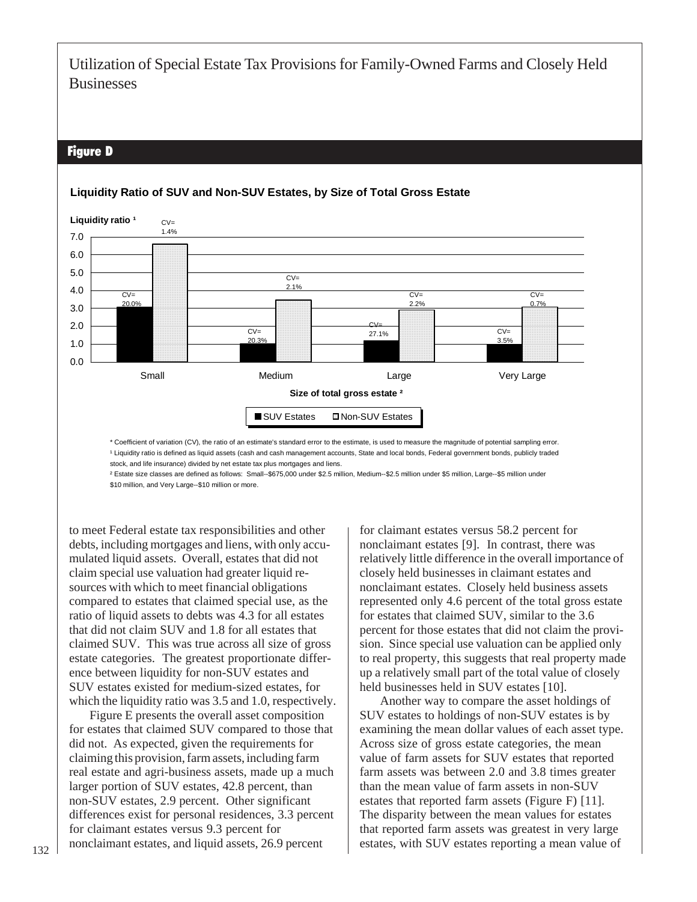## Figure D

**Liquidity Ratio of SUV and Non-SUV Estates, by Size of Total Gross Estate**

| Size of total gross estate [2] | SUV Estates | CV* | Non-SUV Estates | CV* |
|---|---|---|---|---|
| Small | 3.1 | 20.0% | 6.6 | 1.4% |
| Medium | 1.0 | 20.3% | 3.5 | 2.1% |
| Large | 1.2 | 27.1% | 2.9 | 2.2% |
| Very Large | 1.0 | 3.5% | 3.1 | 0.7% |

Liquidity ratio [1]

\* Coefficient of variation (CV), the ratio of an estimate's standard error to the estimate, is used to measure the magnitude of potential sampling error.

[1] Liquidity ratio is defined as liquid assets (cash and cash management accounts, State and local bonds, Federal government bonds, publicly traded stock, and life insurance) divided by net estate tax plus mortgages and liens.

[2] Estate size classes are defined as follows: Small--$675,000 under $2.5 million, Medium--$2.5 million under $5 million, Large--$5 million under $10 million, and Very Large--$10 million or more.

to meet Federal estate tax responsibilities and other debts, including mortgages and liens, with only accumulated liquid assets. Overall, estates that did not claim special use valuation had greater liquid resources with which to meet financial obligations compared to estates that claimed special use, as the ratio of liquid assets to debts was 4.3 for all estates that did not claim SUV and 1.8 for all estates that claimed SUV. This was true across all size of gross estate categories. The greatest proportionate difference between liquidity for non-SUV estates and SUV estates existed for medium-sized estates, for which the liquidity ratio was 3.5 and 1.0, respectively.

Figure E presents the overall asset composition for estates that claimed SUV compared to those that did not. As expected, given the requirements for claiming this provision, farm assets, including farm real estate and agri-business assets, made up a much larger portion of SUV estates, 42.8 percent, than non-SUV estates, 2.9 percent. Other significant differences exist for personal residences, 3.3 percent for claimant estates versus 9.3 percent for nonclaimant estates, and liquid assets, 26.9 percent for claimant estates versus 58.2 percent for nonclaimant estates [9]. In contrast, there was relatively little difference in the overall importance of closely held businesses in claimant estates and nonclaimant estates. Closely held business assets represented only 4.6 percent of the total gross estate for estates that claimed SUV, similar to the 3.6 percent for those estates that did not claim the provision. Since special use valuation can be applied only to real property, this suggests that real property made up a relatively small part of the total value of closely held businesses held in SUV estates [10].

Another way to compare the asset holdings of SUV estates to holdings of non-SUV estates is by examining the mean dollar values of each asset type. Across size of gross estate categories, the mean value of farm assets for SUV estates that reported farm assets was between 2.0 and 3.8 times greater than the mean value of farm assets in non-SUV estates that reported farm assets (Figure F) [11]. The disparity between the mean values for estates that reported farm assets was greatest in very large estates, with SUV estates reporting a mean value of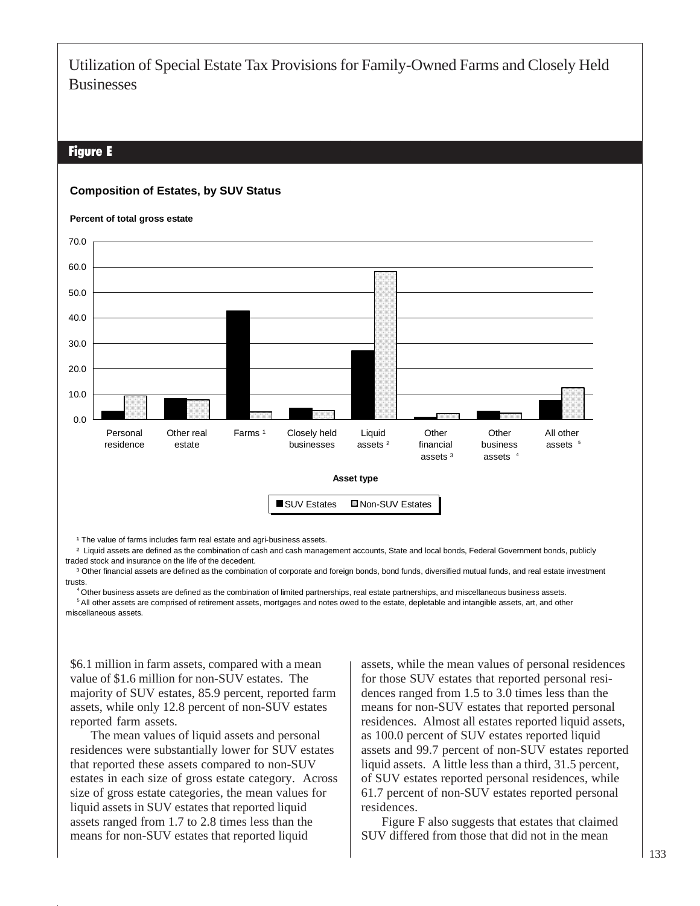## Figure E

**Composition of Estates, by SUV Status**

**Percent of total gross estate**

Asset type: Personal residence; Other real estate; Farms [1]; Closely held businesses; Liquid assets [2]; Other financial assets [3]; Other business assets [4]; All other assets [5]

Legend: SUV Estates; Non-SUV Estates

[1] The value of farms includes farm real estate and agri-business assets.

[2] Liquid assets are defined as the combination of cash and cash management accounts, State and local bonds, Federal Government bonds, publicly traded stock and insurance on the life of the decedent.

[3] Other financial assets are defined as the combination of corporate and foreign bonds, bond funds, diversified mutual funds, and real estate investment trusts.

[4] Other business assets are defined as the combination of limited partnerships, real estate partnerships, and miscellaneous business assets.

[5] All other assets are comprised of retirement assets, mortgages and notes owed to the estate, depletable and intangible assets, art, and other miscellaneous assets.

$6.1 million in farm assets, compared with a mean value of $1.6 million for non-SUV estates. The majority of SUV estates, 85.9 percent, reported farm assets, while only 12.8 percent of non-SUV estates reported farm assets.

The mean values of liquid assets and personal residences were substantially lower for SUV estates that reported these assets compared to non-SUV estates in each size of gross estate category. Across size of gross estate categories, the mean values for liquid assets in SUV estates that reported liquid assets ranged from 1.7 to 2.8 times less than the means for non-SUV estates that reported liquid assets, while the mean values of personal residences for those SUV estates that reported personal residences ranged from 1.5 to 3.0 times less than the means for non-SUV estates that reported personal residences. Almost all estates reported liquid assets, as 100.0 percent of SUV estates reported liquid assets and 99.7 percent of non-SUV estates reported liquid assets. A little less than a third, 31.5 percent, of SUV estates reported personal residences, while 61.7 percent of non-SUV estates reported personal residences.

Figure F also suggests that estates that claimed SUV differed from those that did not in the mean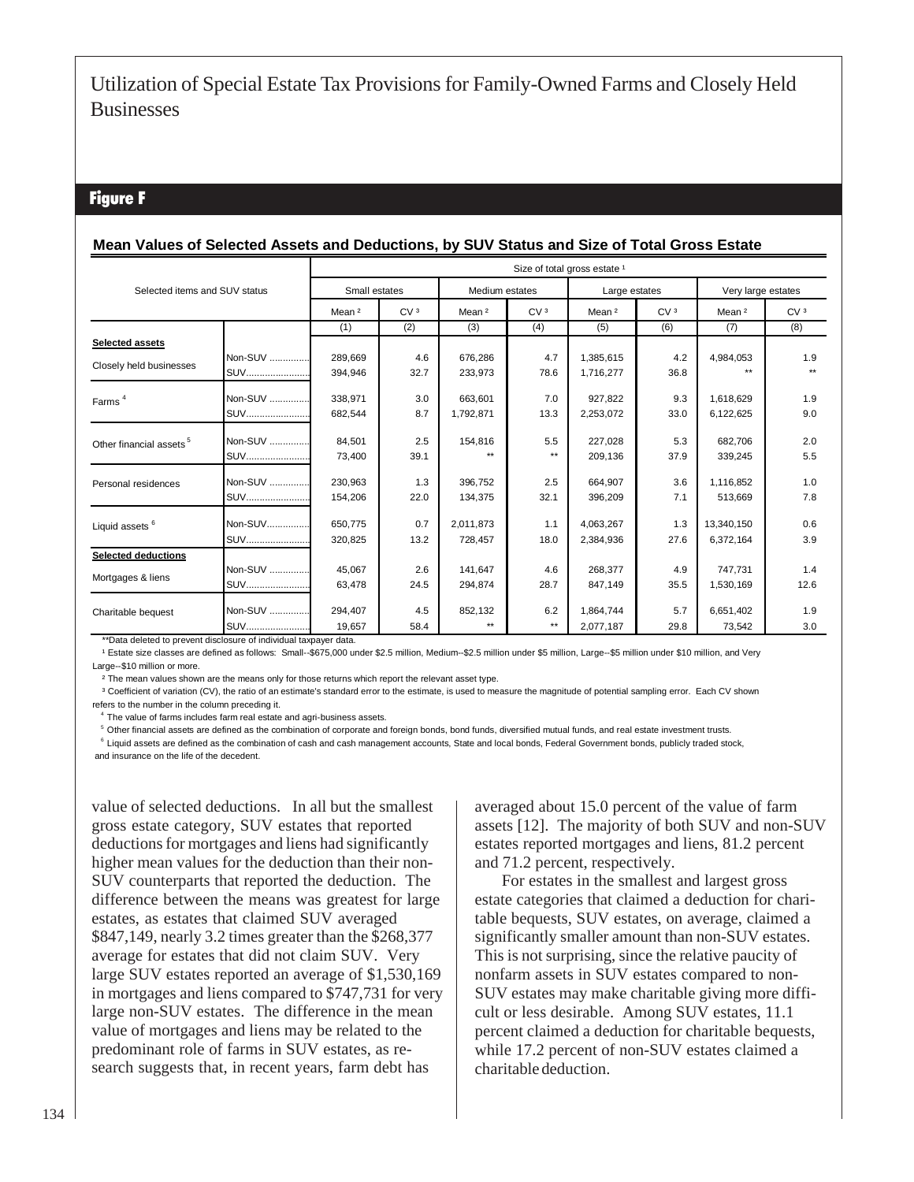## Figure F

### Mean Values of Selected Assets and Deductions, by SUV Status and Size of Total Gross Estate

| Selected items and SUV status | | Size of total gross estate [1] | | | | | | | |
|---|---|---|---|---|---|---|---|---|---|
| | | Small estates | | Medium estates | | Large estates | | Very large estates | |
| | | Mean [2] | CV [3] | Mean [2] | CV [3] | Mean [2] | CV [3] | Mean [2] | CV [3] |
| | | (1) | (2) | (3) | (4) | (5) | (6) | (7) | (8) |
| **Selected assets** | | | | | | | | | |
| Closely held businesses | Non-SUV | 289,669 | 4.6 | 676,286 | 4.7 | 1,385,615 | 4.2 | 4,984,053 | 1.9 |
| | SUV | 394,946 | 32.7 | 233,973 | 78.6 | 1,716,277 | 36.8 | ** | ** |
| Farms [4] | Non-SUV | 338,971 | 3.0 | 663,601 | 7.0 | 927,822 | 9.3 | 1,618,629 | 1.9 |
| | SUV | 682,544 | 8.7 | 1,792,871 | 13.3 | 2,253,072 | 33.0 | 6,122,625 | 9.0 |
| Other financial assets [5] | Non-SUV | 84,501 | 2.5 | 154,816 | 5.5 | 227,028 | 5.3 | 682,706 | 2.0 |
| | SUV | 73,400 | 39.1 | ** | ** | 209,136 | 37.9 | 339,245 | 5.5 |
| Personal residences | Non-SUV | 230,963 | 1.3 | 396,752 | 2.5 | 664,907 | 3.6 | 1,116,852 | 1.0 |
| | SUV | 154,206 | 22.0 | 134,375 | 32.1 | 396,209 | 7.1 | 513,669 | 7.8 |
| Liquid assets [6] | Non-SUV | 650,775 | 0.7 | 2,011,873 | 1.1 | 4,063,267 | 1.3 | 13,340,150 | 0.6 |
| | SUV | 320,825 | 13.2 | 728,457 | 18.0 | 2,384,936 | 27.6 | 6,372,164 | 3.9 |
| **Selected deductions** | | | | | | | | | |
| Mortgages & liens | Non-SUV | 45,067 | 2.6 | 141,647 | 4.6 | 268,377 | 4.9 | 747,731 | 1.4 |
| | SUV | 63,478 | 24.5 | 294,874 | 28.7 | 847,149 | 35.5 | 1,530,169 | 12.6 |
| Charitable bequest | Non-SUV | 294,407 | 4.5 | 852,132 | 6.2 | 1,864,744 | 5.7 | 6,651,402 | 1.9 |
| | SUV | 19,657 | 58.4 | ** | ** | 2,077,187 | 29.8 | 73,542 | 3.0 |

**Data deleted to prevent disclosure of individual taxpayer data.

[1] Estate size classes are defined as follows: Small--$675,000 under $2.5 million, Medium--$2.5 million under $5 million, Large--$5 million under $10 million, and Very Large--$10 million or more.

[2] The mean values shown are the means only for those returns which report the relevant asset type.

[3] Coefficient of variation (CV), the ratio of an estimate's standard error to the estimate, is used to measure the magnitude of potential sampling error. Each CV shown refers to the number in the column preceding it.

[4] The value of farms includes farm real estate and agri-business assets.

[5] Other financial assets are defined as the combination of corporate and foreign bonds, bond funds, diversified mutual funds, and real estate investment trusts.

[6] Liquid assets are defined as the combination of cash and cash management accounts, State and local bonds, Federal Government bonds, publicly traded stock, and insurance on the life of the decedent.

value of selected deductions. In all but the smallest gross estate category, SUV estates that reported deductions for mortgages and liens had significantly higher mean values for the deduction than their non-SUV counterparts that reported the deduction. The difference between the means was greatest for large estates, as estates that claimed SUV averaged $847,149, nearly 3.2 times greater than the $268,377 average for estates that did not claim SUV. Very large SUV estates reported an average of $1,530,169 in mortgages and liens compared to $747,731 for very large non-SUV estates. The difference in the mean value of mortgages and liens may be related to the predominant role of farms in SUV estates, as research suggests that, in recent years, farm debt has averaged about 15.0 percent of the value of farm assets [12]. The majority of both SUV and non-SUV estates reported mortgages and liens, 81.2 percent and 71.2 percent, respectively.

For estates in the smallest and largest gross estate categories that claimed a deduction for charitable bequests, SUV estates, on average, claimed a significantly smaller amount than non-SUV estates. This is not surprising, since the relative paucity of nonfarm assets in SUV estates compared to non-SUV estates may make charitable giving more difficult or less desirable. Among SUV estates, 11.1 percent claimed a deduction for charitable bequests, while 17.2 percent of non-SUV estates claimed a charitable deduction.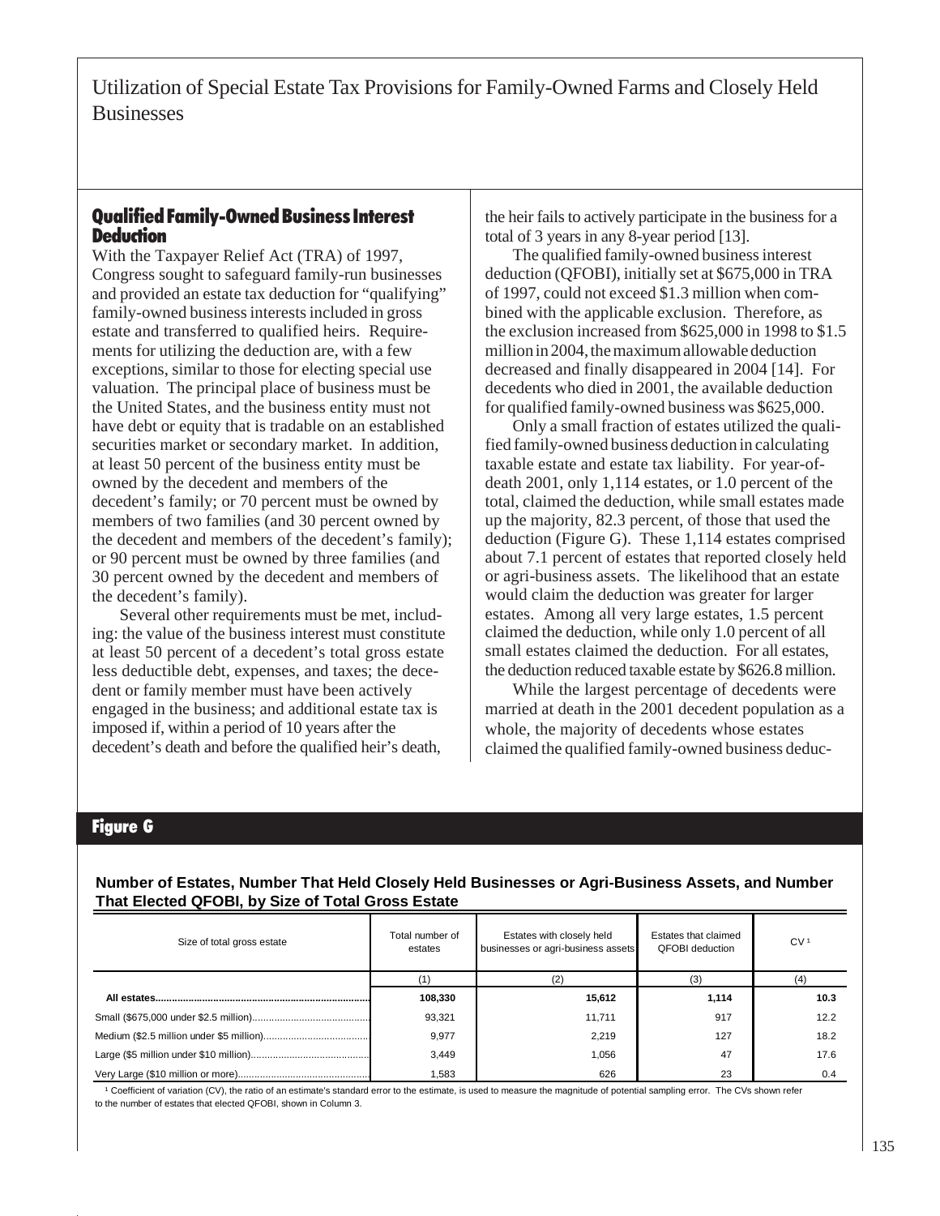# Utilization of Special Estate Tax Provisions for Family-Owned Farms and Closely Held Businesses

## Qualified Family-Owned Business Interest Deduction

With the Taxpayer Relief Act (TRA) of 1997, Congress sought to safeguard family-run businesses and provided an estate tax deduction for "qualifying" family-owned business interests included in gross estate and transferred to qualified heirs. Requirements for utilizing the deduction are, with a few exceptions, similar to those for electing special use valuation. The principal place of business must be the United States, and the business entity must not have debt or equity that is tradable on an established securities market or secondary market. In addition, at least 50 percent of the business entity must be owned by the decedent and members of the decedent's family; or 70 percent must be owned by members of two families (and 30 percent owned by the decedent and members of the decedent's family); or 90 percent must be owned by three families (and 30 percent owned by the decedent and members of the decedent's family).

Several other requirements must be met, including: the value of the business interest must constitute at least 50 percent of a decedent's total gross estate less deductible debt, expenses, and taxes; the decedent or family member must have been actively engaged in the business; and additional estate tax is imposed if, within a period of 10 years after the decedent's death and before the qualified heir's death, the heir fails to actively participate in the business for a total of 3 years in any 8-year period [13].

The qualified family-owned business interest deduction (QFOBI), initially set at $675,000 in TRA of 1997, could not exceed $1.3 million when combined with the applicable exclusion. Therefore, as the exclusion increased from $625,000 in 1998 to $1.5 million in 2004, the maximum allowable deduction decreased and finally disappeared in 2004 [14]. For decedents who died in 2001, the available deduction for qualified family-owned business was $625,000.

Only a small fraction of estates utilized the qualified family-owned business deduction in calculating taxable estate and estate tax liability. For year-of-death 2001, only 1,114 estates, or 1.0 percent of the total, claimed the deduction, while small estates made up the majority, 82.3 percent, of those that used the deduction (Figure G). These 1,114 estates comprised about 7.1 percent of estates that reported closely held or agri-business assets. The likelihood that an estate would claim the deduction was greater for larger estates. Among all very large estates, 1.5 percent claimed the deduction, while only 1.0 percent of all small estates claimed the deduction. For all estates, the deduction reduced taxable estate by $626.8 million.

While the largest percentage of decedents were married at death in the 2001 decedent population as a whole, the majority of decedents whose estates claimed the qualified family-owned business deduc-

## Figure G

**Number of Estates, Number That Held Closely Held Businesses or Agri-Business Assets, and Number That Elected QFOBI, by Size of Total Gross Estate**

| Size of total gross estate | Total number of estates | Estates with closely held businesses or agri-business assets | Estates that claimed QFOBI deduction | CV [1] |
|---|---|---|---|---|
| | (1) | (2) | (3) | (4) |
| **All estates** | **108,330** | **15,612** | **1,114** | **10.3** |
| Small ($675,000 under $2.5 million) | 93,321 | 11,711 | 917 | 12.2 |
| Medium ($2.5 million under $5 million) | 9,977 | 2,219 | 127 | 18.2 |
| Large ($5 million under $10 million) | 3,449 | 1,056 | 47 | 17.6 |
| Very Large ($10 million or more) | 1,583 | 626 | 23 | 0.4 |

[1] Coefficient of variation (CV), the ratio of an estimate's standard error to the estimate, is used to measure the magnitude of potential sampling error. The CVs shown refer to the number of estates that elected QFOBI, shown in Column 3.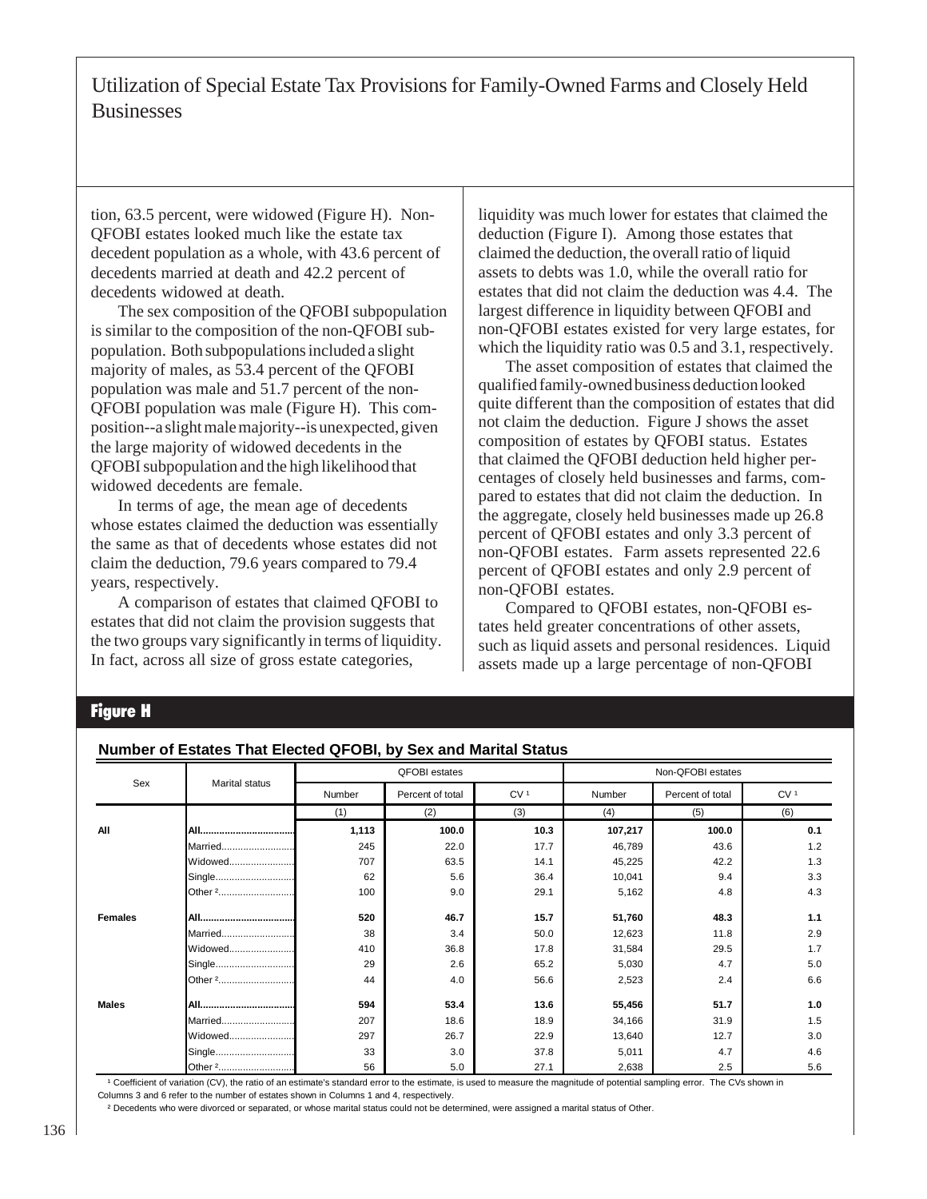tion, 63.5 percent, were widowed (Figure H). Non-QFOBI estates looked much like the estate tax decedent population as a whole, with 43.6 percent of decedents married at death and 42.2 percent of decedents widowed at death.

The sex composition of the QFOBI subpopulation is similar to the composition of the non-QFOBI subpopulation. Both subpopulations included a slight majority of males, as 53.4 percent of the QFOBI population was male and 51.7 percent of the non-QFOBI population was male (Figure H). This composition--a slight male majority--is unexpected, given the large majority of widowed decedents in the QFOBI subpopulation and the high likelihood that widowed decedents are female.

In terms of age, the mean age of decedents whose estates claimed the deduction was essentially the same as that of decedents whose estates did not claim the deduction, 79.6 years compared to 79.4 years, respectively.

A comparison of estates that claimed QFOBI to estates that did not claim the provision suggests that the two groups vary significantly in terms of liquidity. In fact, across all size of gross estate categories, liquidity was much lower for estates that claimed the deduction (Figure I). Among those estates that claimed the deduction, the overall ratio of liquid assets to debts was 1.0, while the overall ratio for estates that did not claim the deduction was 4.4. The largest difference in liquidity between QFOBI and non-QFOBI estates existed for very large estates, for which the liquidity ratio was 0.5 and 3.1, respectively.

The asset composition of estates that claimed the qualified family-owned business deduction looked quite different than the composition of estates that did not claim the deduction. Figure J shows the asset composition of estates by QFOBI status. Estates that claimed the QFOBI deduction held higher percentages of closely held businesses and farms, compared to estates that did not claim the deduction. In the aggregate, closely held businesses made up 26.8 percent of QFOBI estates and only 3.3 percent of non-QFOBI estates. Farm assets represented 22.6 percent of QFOBI estates and only 2.9 percent of non-QFOBI estates.

Compared to QFOBI estates, non-QFOBI estates held greater concentrations of other assets, such as liquid assets and personal residences. Liquid assets made up a large percentage of non-QFOBI

## Figure H

**Number of Estates That Elected QFOBI, by Sex and Marital Status**

| Sex | Marital status | QFOBI estates | | | Non-QFOBI estates | | |
|---|---|---|---|---|---|---|---|
| | | Number | Percent of total | CV [1] | Number | Percent of total | CV [1] |
| | | (1) | (2) | (3) | (4) | (5) | (6) |
| **All** | **All** | **1,113** | **100.0** | **10.3** | **107,217** | **100.0** | **0.1** |
| | Married | 245 | 22.0 | 17.7 | 46,789 | 43.6 | 1.2 |
| | Widowed | 707 | 63.5 | 14.1 | 45,225 | 42.2 | 1.3 |
| | Single | 62 | 5.6 | 36.4 | 10,041 | 9.4 | 3.3 |
| | Other [2] | 100 | 9.0 | 29.1 | 5,162 | 4.8 | 4.3 |
| **Females** | **All** | **520** | **46.7** | **15.7** | **51,760** | **48.3** | **1.1** |
| | Married | 38 | 3.4 | 50.0 | 12,623 | 11.8 | 2.9 |
| | Widowed | 410 | 36.8 | 17.8 | 31,584 | 29.5 | 1.7 |
| | Single | 29 | 2.6 | 65.2 | 5,030 | 4.7 | 5.0 |
| | Other [2] | 44 | 4.0 | 56.6 | 2,523 | 2.4 | 6.6 |
| **Males** | **All** | **594** | **53.4** | **13.6** | **55,456** | **51.7** | **1.0** |
| | Married | 207 | 18.6 | 18.9 | 34,166 | 31.9 | 1.5 |
| | Widowed | 297 | 26.7 | 22.9 | 13,640 | 12.7 | 3.0 |
| | Single | 33 | 3.0 | 37.8 | 5,011 | 4.7 | 4.6 |
| | Other [2] | 56 | 5.0 | 27.1 | 2,638 | 2.5 | 5.6 |

[1] Coefficient of variation (CV), the ratio of an estimate's standard error to the estimate, is used to measure the magnitude of potential sampling error. The CVs shown in Columns 3 and 6 refer to the number of estates shown in Columns 1 and 4, respectively.

[2] Decedents who were divorced or separated, or whose marital status could not be determined, were assigned a marital status of Other.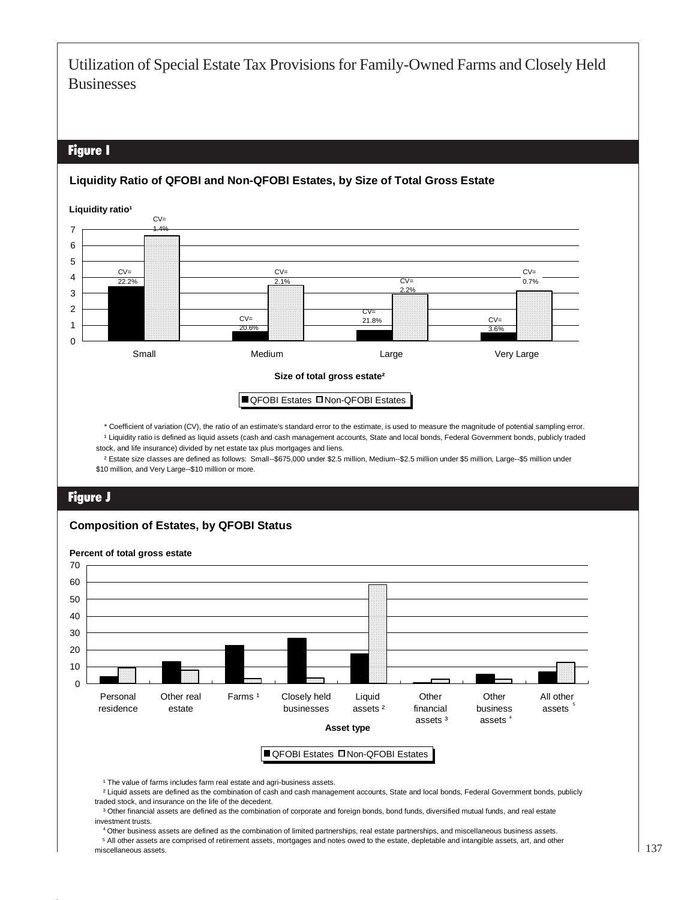## Figure I

### Liquidity Ratio of QFOBI and Non-QFOBI Estates, by Size of Total Gross Estate

Liquidity ratio[1]

| Size of total gross estate[2] | QFOBI Estates | Non-QFOBI Estates |
|---|---|---|
| Small | CV= 22.2% | CV= 1.4% |
| Medium | CV= 20.6% | CV= 2.1% |
| Large | CV= 21.8% | CV= 2.2% |
| Very Large | CV= 3.6% | CV= 0.7% |

■ QFOBI Estates □ Non-QFOBI Estates

\* Coefficient of variation (CV), the ratio of an estimate's standard error to the estimate, is used to measure the magnitude of potential sampling error.

[1] Liquidity ratio is defined as liquid assets (cash and cash management accounts, State and local bonds, Federal Government bonds, publicly traded stock, and life insurance) divided by net estate tax plus mortgages and liens.

[2] Estate size classes are defined as follows: Small--$675,000 under $2.5 million, Medium--$2.5 million under $5 million, Large--$5 million under $10 million, and Very Large--$10 million or more.

## Figure J

### Composition of Estates, by QFOBI Status

Percent of total gross estate

Asset type: Personal residence; Other real estate; Farms [1]; Closely held businesses; Liquid assets [2]; Other financial assets [3]; Other business assets [4]; All other assets [5]

■ QFOBI Estates □ Non-QFOBI Estates

[1] The value of farms includes farm real estate and agri-business assets.

[2] Liquid assets are defined as the combination of cash and cash management accounts, State and local bonds, Federal Government bonds, publicly traded stock, and insurance on the life of the decedent.

[3] Other financial assets are defined as the combination of corporate and foreign bonds, bond funds, diversified mutual funds, and real estate investment trusts.

[4] Other business assets are defined as the combination of limited partnerships, real estate partnerships, and miscellaneous business assets.

[5] All other assets are comprised of retirement assets, mortgages and notes owed to the estate, depletable and intangible assets, art, and other miscellaneous assets.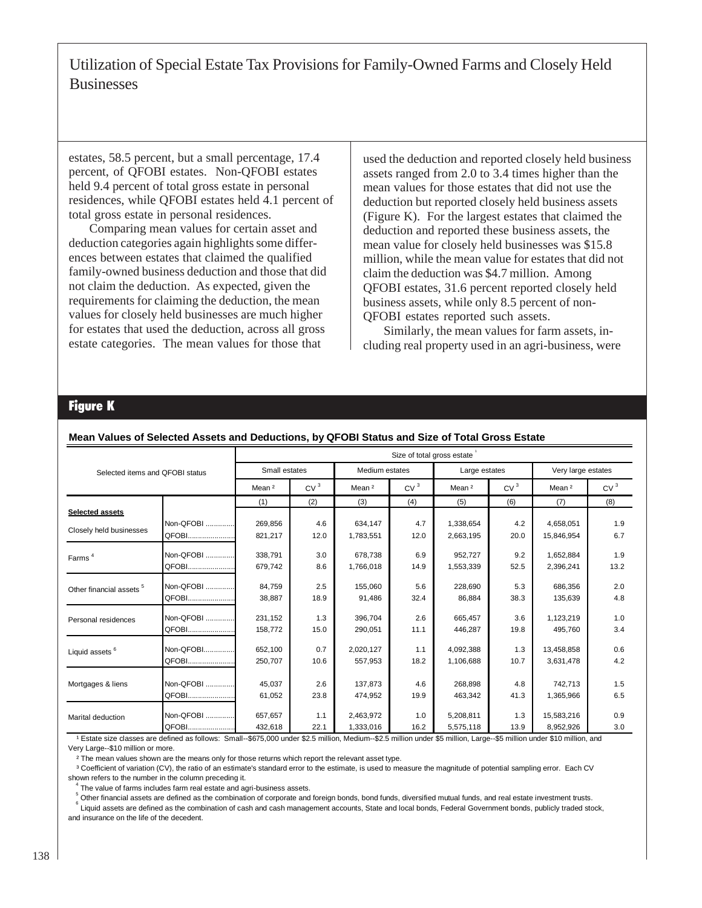estates, 58.5 percent, but a small percentage, 17.4 percent, of QFOBI estates. Non-QFOBI estates held 9.4 percent of total gross estate in personal residences, while QFOBI estates held 4.1 percent of total gross estate in personal residences.

Comparing mean values for certain asset and deduction categories again highlights some differences between estates that claimed the qualified family-owned business deduction and those that did not claim the deduction. As expected, given the requirements for claiming the deduction, the mean values for closely held businesses are much higher for estates that used the deduction, across all gross estate categories. The mean values for those that used the deduction and reported closely held business assets ranged from 2.0 to 3.4 times higher than the mean values for those estates that did not use the deduction but reported closely held business assets (Figure K). For the largest estates that claimed the deduction and reported these business assets, the mean value for closely held businesses was $15.8 million, while the mean value for estates that did not claim the deduction was $4.7 million. Among QFOBI estates, 31.6 percent reported closely held business assets, while only 8.5 percent of non-QFOBI estates reported such assets.

Similarly, the mean values for farm assets, including real property used in an agri-business, were

## Figure K

**Mean Values of Selected Assets and Deductions, by QFOBI Status and Size of Total Gross Estate**

| Selected items and QFOBI status | | Size of total gross estate [1] | | | | | | | |
|---|---|---|---|---|---|---|---|---|---|
| | | Small estates | | Medium estates | | Large estates | | Very large estates | |
| | | Mean [2] | CV [3] | Mean [2] | CV [3] | Mean [2] | CV [3] | Mean [2] | CV [3] |
| | | (1) | (2) | (3) | (4) | (5) | (6) | (7) | (8) |
| **Selected assets** | | | | | | | | | |
| Closely held businesses | Non-QFOBI | 269,856 | 4.6 | 634,147 | 4.7 | 1,338,654 | 4.2 | 4,658,051 | 1.9 |
| | QFOBI | 821,217 | 12.0 | 1,783,551 | 12.0 | 2,663,195 | 20.0 | 15,846,954 | 6.7 |
| Farms [4] | Non-QFOBI | 338,791 | 3.0 | 678,738 | 6.9 | 952,727 | 9.2 | 1,652,884 | 1.9 |
| | QFOBI | 679,742 | 8.6 | 1,766,018 | 14.9 | 1,553,339 | 52.5 | 2,396,241 | 13.2 |
| Other financial assets [5] | Non-QFOBI | 84,759 | 2.5 | 155,060 | 5.6 | 228,690 | 5.3 | 686,356 | 2.0 |
| | QFOBI | 38,887 | 18.9 | 91,486 | 32.4 | 86,884 | 38.3 | 135,639 | 4.8 |
| Personal residences | Non-QFOBI | 231,152 | 1.3 | 396,704 | 2.6 | 665,457 | 3.6 | 1,123,219 | 1.0 |
| | QFOBI | 158,772 | 15.0 | 290,051 | 11.1 | 446,287 | 19.8 | 495,760 | 3.4 |
| Liquid assets [6] | Non-QFOBI | 652,100 | 0.7 | 2,020,127 | 1.1 | 4,092,388 | 1.3 | 13,458,858 | 0.6 |
| | QFOBI | 250,707 | 10.6 | 557,953 | 18.2 | 1,106,688 | 10.7 | 3,631,478 | 4.2 |
| Mortgages & liens | Non-QFOBI | 45,037 | 2.6 | 137,873 | 4.6 | 268,898 | 4.8 | 742,713 | 1.5 |
| | QFOBI | 61,052 | 23.8 | 474,952 | 19.9 | 463,342 | 41.3 | 1,365,966 | 6.5 |
| Marital deduction | Non-QFOBI | 657,657 | 1.1 | 2,463,972 | 1.0 | 5,208,811 | 1.3 | 15,583,216 | 0.9 |
| | QFOBI | 432,618 | 22.1 | 1,333,016 | 16.2 | 5,575,118 | 13.9 | 8,952,926 | 3.0 |

[1] Estate size classes are defined as follows: Small--$675,000 under $2.5 million, Medium--$2.5 million under $5 million, Large--$5 million under $10 million, and Very Large--$10 million or more.

[2] The mean values shown are the means only for those returns which report the relevant asset type.

[3] Coefficient of variation (CV), the ratio of an estimate's standard error to the estimate, is used to measure the magnitude of potential sampling error. Each CV shown refers to the number in the column preceding it.

[4] The value of farms includes farm real estate and agri-business assets.

[5] Other financial assets are defined as the combination of corporate and foreign bonds, bond funds, diversified mutual funds, and real estate investment trusts.

[6] Liquid assets are defined as the combination of cash and cash management accounts, State and local bonds, Federal Government bonds, publicly traded stock, and insurance on the life of the decedent.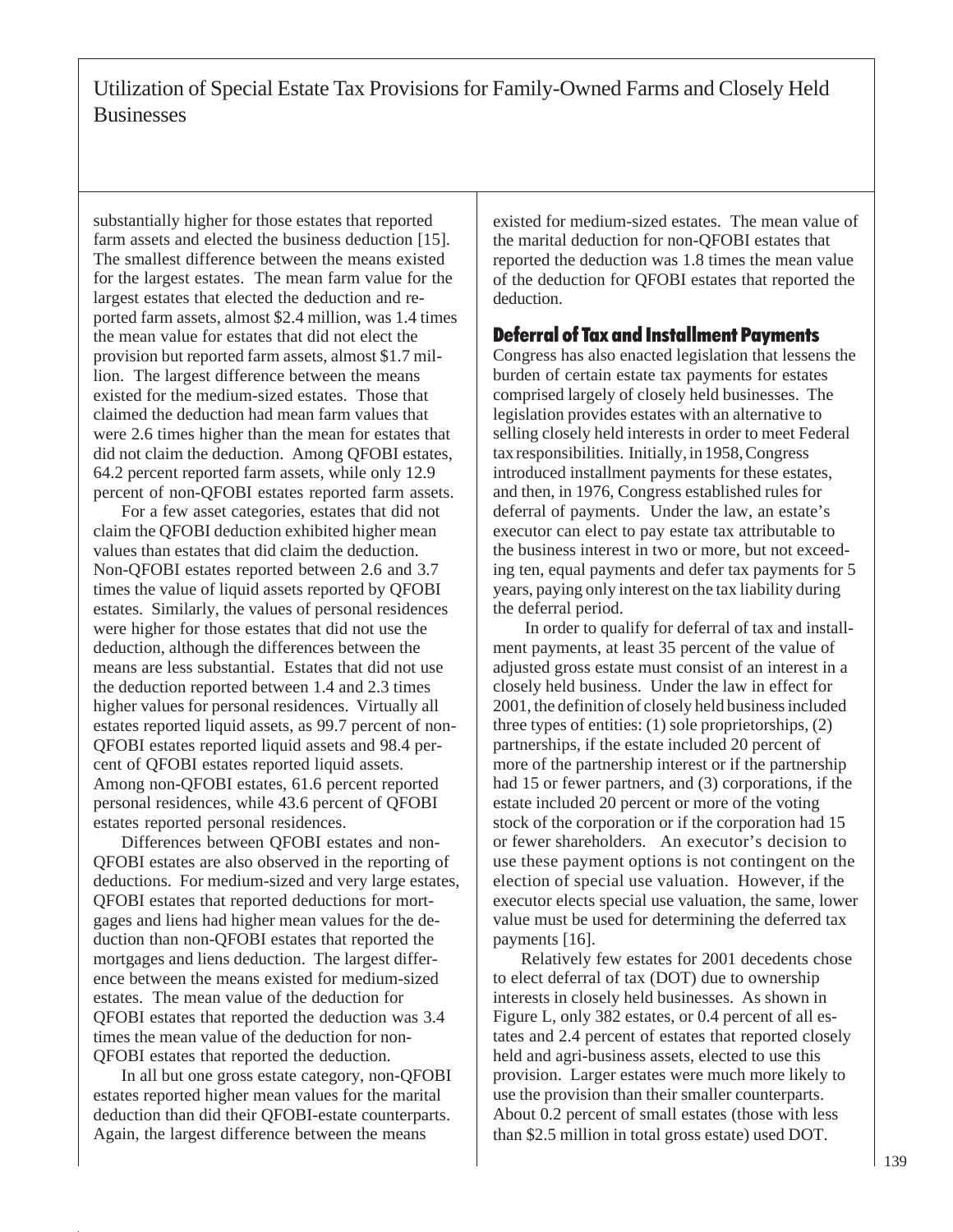substantially higher for those estates that reported farm assets and elected the business deduction [15]. The smallest difference between the means existed for the largest estates. The mean farm value for the largest estates that elected the deduction and reported farm assets, almost $2.4 million, was 1.4 times the mean value for estates that did not elect the provision but reported farm assets, almost $1.7 million. The largest difference between the means existed for the medium-sized estates. Those that claimed the deduction had mean farm values that were 2.6 times higher than the mean for estates that did not claim the deduction. Among QFOBI estates, 64.2 percent reported farm assets, while only 12.9 percent of non-QFOBI estates reported farm assets.

For a few asset categories, estates that did not claim the QFOBI deduction exhibited higher mean values than estates that did claim the deduction. Non-QFOBI estates reported between 2.6 and 3.7 times the value of liquid assets reported by QFOBI estates. Similarly, the values of personal residences were higher for those estates that did not use the deduction, although the differences between the means are less substantial. Estates that did not use the deduction reported between 1.4 and 2.3 times higher values for personal residences. Virtually all estates reported liquid assets, as 99.7 percent of non-QFOBI estates reported liquid assets and 98.4 percent of QFOBI estates reported liquid assets. Among non-QFOBI estates, 61.6 percent reported personal residences, while 43.6 percent of QFOBI estates reported personal residences.

Differences between QFOBI estates and non-QFOBI estates are also observed in the reporting of deductions. For medium-sized and very large estates, QFOBI estates that reported deductions for mortgages and liens had higher mean values for the deduction than non-QFOBI estates that reported the mortgages and liens deduction. The largest difference between the means existed for medium-sized estates. The mean value of the deduction for QFOBI estates that reported the deduction was 3.4 times the mean value of the deduction for non-QFOBI estates that reported the deduction.

In all but one gross estate category, non-QFOBI estates reported higher mean values for the marital deduction than did their QFOBI-estate counterparts. Again, the largest difference between the means existed for medium-sized estates. The mean value of the marital deduction for non-QFOBI estates that reported the deduction was 1.8 times the mean value of the deduction for QFOBI estates that reported the deduction.

## Deferral of Tax and Installment Payments

Congress has also enacted legislation that lessens the burden of certain estate tax payments for estates comprised largely of closely held businesses. The legislation provides estates with an alternative to selling closely held interests in order to meet Federal tax responsibilities. Initially, in 1958, Congress introduced installment payments for these estates, and then, in 1976, Congress established rules for deferral of payments. Under the law, an estate's executor can elect to pay estate tax attributable to the business interest in two or more, but not exceeding ten, equal payments and defer tax payments for 5 years, paying only interest on the tax liability during the deferral period.

In order to qualify for deferral of tax and installment payments, at least 35 percent of the value of adjusted gross estate must consist of an interest in a closely held business. Under the law in effect for 2001, the definition of closely held business included three types of entities: (1) sole proprietorships, (2) partnerships, if the estate included 20 percent of more of the partnership interest or if the partnership had 15 or fewer partners, and (3) corporations, if the estate included 20 percent or more of the voting stock of the corporation or if the corporation had 15 or fewer shareholders. An executor's decision to use these payment options is not contingent on the election of special use valuation. However, if the executor elects special use valuation, the same, lower value must be used for determining the deferred tax payments [16].

Relatively few estates for 2001 decedents chose to elect deferral of tax (DOT) due to ownership interests in closely held businesses. As shown in Figure L, only 382 estates, or 0.4 percent of all estates and 2.4 percent of estates that reported closely held and agri-business assets, elected to use this provision. Larger estates were much more likely to use the provision than their smaller counterparts. About 0.2 percent of small estates (those with less than $2.5 million in total gross estate) used DOT.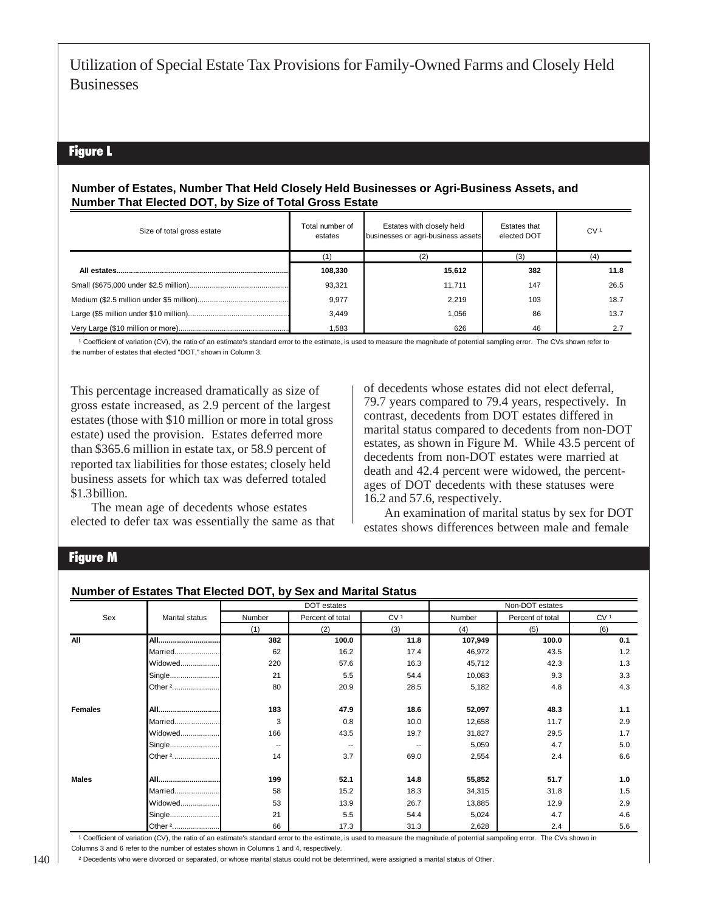## Figure L

**Number of Estates, Number That Held Closely Held Businesses or Agri-Business Assets, and Number That Elected DOT, by Size of Total Gross Estate**

| Size of total gross estate | Total number of estates | Estates with closely held businesses or agri-business assets | Estates that elected DOT | CV [1] |
|---|---|---|---|---|
| | (1) | (2) | (3) | (4) |
| **All estates** | **108,330** | **15,612** | **382** | **11.8** |
| Small ($675,000 under $2.5 million) | 93,321 | 11,711 | 147 | 26.5 |
| Medium ($2.5 million under $5 million) | 9,977 | 2,219 | 103 | 18.7 |
| Large ($5 million under $10 million) | 3,449 | 1,056 | 86 | 13.7 |
| Very Large ($10 million or more) | 1,583 | 626 | 46 | 2.7 |

[1] Coefficient of variation (CV), the ratio of an estimate's standard error to the estimate, is used to measure the magnitude of potential sampling error. The CVs shown refer to the number of estates that elected "DOT," shown in Column 3.

This percentage increased dramatically as size of gross estate increased, as 2.9 percent of the largest estates (those with $10 million or more in total gross estate) used the provision. Estates deferred more than $365.6 million in estate tax, or 58.9 percent of reported tax liabilities for those estates; closely held business assets for which tax was deferred totaled $1.3 billion.

The mean age of decedents whose estates elected to defer tax was essentially the same as that of decedents whose estates did not elect deferral, 79.7 years compared to 79.4 years, respectively. In contrast, decedents from DOT estates differed in marital status compared to decedents from non-DOT estates, as shown in Figure M. While 43.5 percent of decedents from non-DOT estates were married at death and 42.4 percent were widowed, the percentages of DOT decedents with these statuses were 16.2 and 57.6, respectively.

An examination of marital status by sex for DOT estates shows differences between male and female

## Figure M

**Number of Estates That Elected DOT, by Sex and Marital Status**

| Sex | Marital status | DOT estates | | | Non-DOT estates | | |
|---|---|---|---|---|---|---|---|
| | | Number | Percent of total | CV [1] | Number | Percent of total | CV [1] |
| | | (1) | (2) | (3) | (4) | (5) | (6) |
| **All** | **All** | **382** | **100.0** | **11.8** | **107,949** | **100.0** | **0.1** |
| | Married | 62 | 16.2 | 17.4 | 46,972 | 43.5 | 1.2 |
| | Widowed | 220 | 57.6 | 16.3 | 45,712 | 42.3 | 1.3 |
| | Single | 21 | 5.5 | 54.4 | 10,083 | 9.3 | 3.3 |
| | Other [2] | 80 | 20.9 | 28.5 | 5,182 | 4.8 | 4.3 |
| **Females** | **All** | **183** | **47.9** | **18.6** | **52,097** | **48.3** | **1.1** |
| | Married | 3 | 0.8 | 10.0 | 12,658 | 11.7 | 2.9 |
| | Widowed | 166 | 43.5 | 19.7 | 31,827 | 29.5 | 1.7 |
| | Single | -- | -- | -- | 5,059 | 4.7 | 5.0 |
| | Other [2] | 14 | 3.7 | 69.0 | 2,554 | 2.4 | 6.6 |
| **Males** | **All** | **199** | **52.1** | **14.8** | **55,852** | **51.7** | **1.0** |
| | Married | 58 | 15.2 | 18.3 | 34,315 | 31.8 | 1.5 |
| | Widowed | 53 | 13.9 | 26.7 | 13,885 | 12.9 | 2.9 |
| | Single | 21 | 5.5 | 54.4 | 5,024 | 4.7 | 4.6 |
| | Other [2] | 66 | 17.3 | 31.3 | 2,628 | 2.4 | 5.6 |

[1] Coefficient of variation (CV), the ratio of an estimate's standard error to the estimate, is used to measure the magnitude of potential sampoling error. The CVs shown in Columns 3 and 6 refer to the number of estates shown in Columns 1 and 4, respectively.

[2] Decedents who were divorced or separated, or whose marital status could not be determined, were assigned a marital status of Other.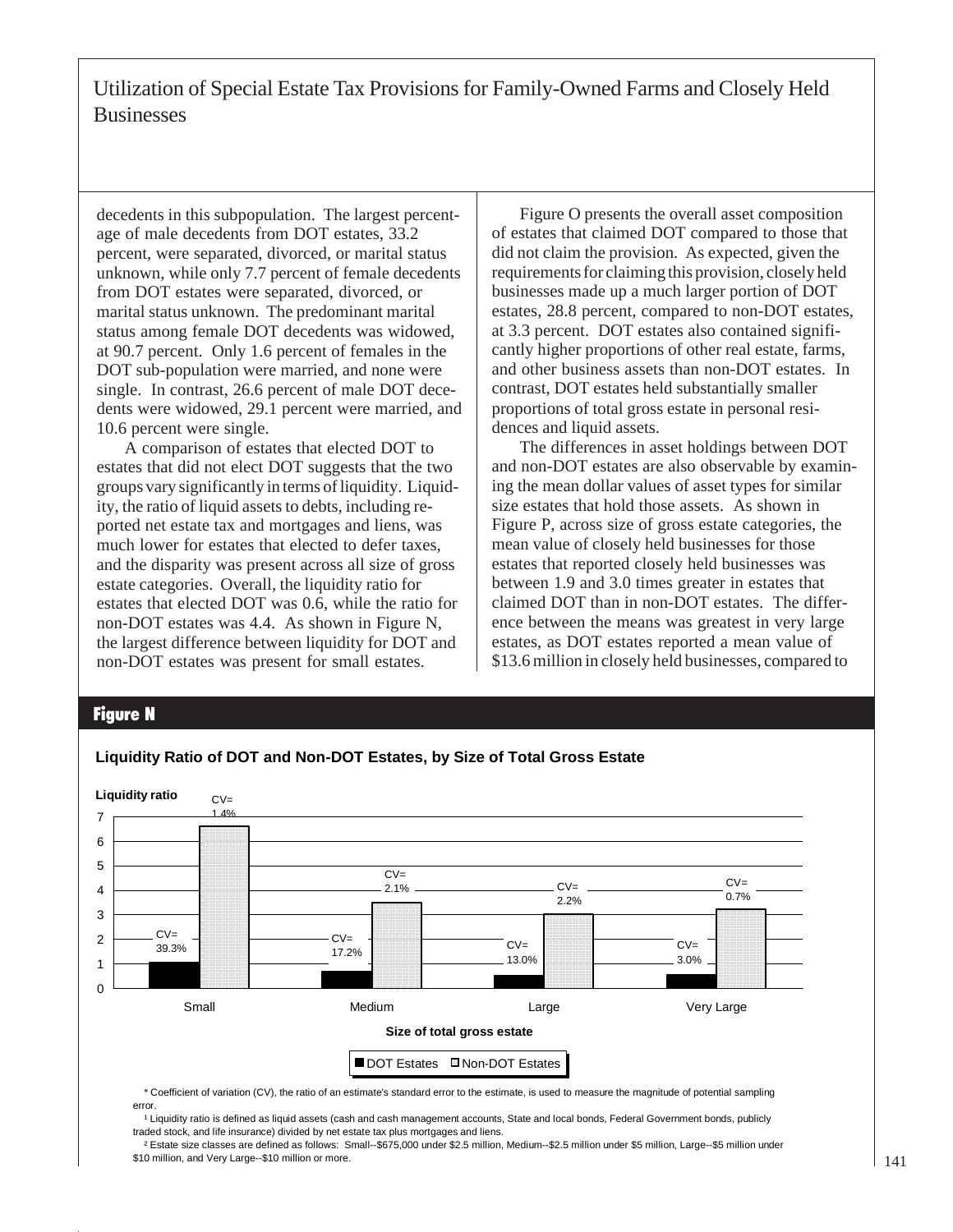decedents in this subpopulation. The largest percentage of male decedents from DOT estates, 33.2 percent, were separated, divorced, or marital status unknown, while only 7.7 percent of female decedents from DOT estates were separated, divorced, or marital status unknown. The predominant marital status among female DOT decedents was widowed, at 90.7 percent. Only 1.6 percent of females in the DOT sub-population were married, and none were single. In contrast, 26.6 percent of male DOT decedents were widowed, 29.1 percent were married, and 10.6 percent were single.

A comparison of estates that elected DOT to estates that did not elect DOT suggests that the two groups vary significantly in terms of liquidity. Liquidity, the ratio of liquid assets to debts, including reported net estate tax and mortgages and liens, was much lower for estates that elected to defer taxes, and the disparity was present across all size of gross estate categories. Overall, the liquidity ratio for estates that elected DOT was 0.6, while the ratio for non-DOT estates was 4.4. As shown in Figure N, the largest difference between liquidity for DOT and non-DOT estates was present for small estates.

Figure O presents the overall asset composition of estates that claimed DOT compared to those that did not claim the provision. As expected, given the requirements for claiming this provision, closely held businesses made up a much larger portion of DOT estates, 28.8 percent, compared to non-DOT estates, at 3.3 percent. DOT estates also contained significantly higher proportions of other real estate, farms, and other business assets than non-DOT estates. In contrast, DOT estates held substantially smaller proportions of total gross estate in personal residences and liquid assets.

The differences in asset holdings between DOT and non-DOT estates are also observable by examining the mean dollar values of asset types for similar size estates that hold those assets. As shown in Figure P, across size of gross estate categories, the mean value of closely held businesses for those estates that reported closely held businesses was between 1.9 and 3.0 times greater in estates that claimed DOT than in non-DOT estates. The difference between the means was greatest in very large estates, as DOT estates reported a mean value of $13.6 million in closely held businesses, compared to

## Figure N

**Liquidity Ratio of DOT and Non-DOT Estates, by Size of Total Gross Estate**

| Size of total gross estate | DOT Estates | Non-DOT Estates |
|---|---|---|
| Small | CV= 39.3% | CV= 1.4% |
| Medium | CV= 17.2% | CV= 2.1% |
| Large | CV= 13.0% | CV= 2.2% |
| Very Large | CV= 3.0% | CV= 0.7% |

\* Coefficient of variation (CV), the ratio of an estimate's standard error to the estimate, is used to measure the magnitude of potential sampling error.

[1] Liquidity ratio is defined as liquid assets (cash and cash management accounts, State and local bonds, Federal Government bonds, publicly traded stock, and life insurance) divided by net estate tax plus mortgages and liens.

[2] Estate size classes are defined as follows: Small--$675,000 under $2.5 million, Medium--$2.5 million under $5 million, Large--$5 million under $10 million, and Very Large--$10 million or more.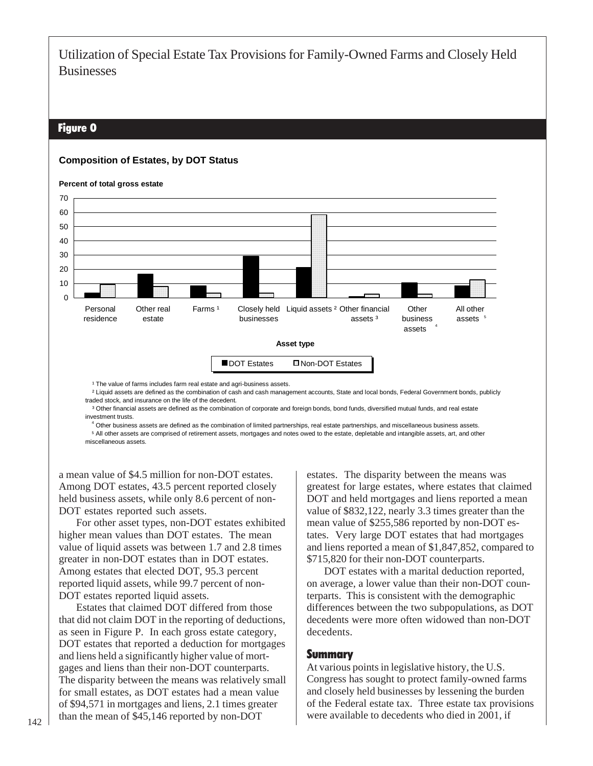Utilization of Special Estate Tax Provisions for Family-Owned Farms and Closely Held Businesses

## Figure O

**Composition of Estates, by DOT Status**

**Percent of total gross estate**

| Asset type | DOT Estates | Non-DOT Estates |
|---|---|---|
| Personal residence | | |
| Other real estate | | |
| Farms [1] | | |
| Closely held businesses | | |
| Liquid assets [2] | | |
| Other financial assets [3] | | |
| Other business assets [4] | | |
| All other assets [5] | | |

[1] The value of farms includes farm real estate and agri-business assets.

[2] Liquid assets are defined as the combination of cash and cash management accounts, State and local bonds, Federal Government bonds, publicly traded stock, and insurance on the life of the decedent.

[3] Other financial assets are defined as the combination of corporate and foreign bonds, bond funds, diversified mutual funds, and real estate investment trusts.

[4] Other business assets are defined as the combination of limited partnerships, real estate partnerships, and miscellaneous business assets.

[5] All other assets are comprised of retirement assets, mortgages and notes owed to the estate, depletable and intangible assets, art, and other miscellaneous assets.

a mean value of $4.5 million for non-DOT estates. Among DOT estates, 43.5 percent reported closely held business assets, while only 8.6 percent of non-DOT estates reported such assets.

For other asset types, non-DOT estates exhibited higher mean values than DOT estates. The mean value of liquid assets was between 1.7 and 2.8 times greater in non-DOT estates than in DOT estates. Among estates that elected DOT, 95.3 percent reported liquid assets, while 99.7 percent of non-DOT estates reported liquid assets.

Estates that claimed DOT differed from those that did not claim DOT in the reporting of deductions, as seen in Figure P. In each gross estate category, DOT estates that reported a deduction for mortgages and liens held a significantly higher value of mortgages and liens than their non-DOT counterparts. The disparity between the means was relatively small for small estates, as DOT estates had a mean value of $94,571 in mortgages and liens, 2.1 times greater than the mean of $45,146 reported by non-DOT estates. The disparity between the means was greatest for large estates, where estates that claimed DOT and held mortgages and liens reported a mean value of $832,122, nearly 3.3 times greater than the mean value of $255,586 reported by non-DOT estates. Very large DOT estates that had mortgages and liens reported a mean of $1,847,852, compared to $715,820 for their non-DOT counterparts.

DOT estates with a marital deduction reported, on average, a lower value than their non-DOT counterparts. This is consistent with the demographic differences between the two subpopulations, as DOT decedents were more often widowed than non-DOT decedents.

### Summary

At various points in legislative history, the U.S. Congress has sought to protect family-owned farms and closely held businesses by lessening the burden of the Federal estate tax. Three estate tax provisions were available to decedents who died in 2001, if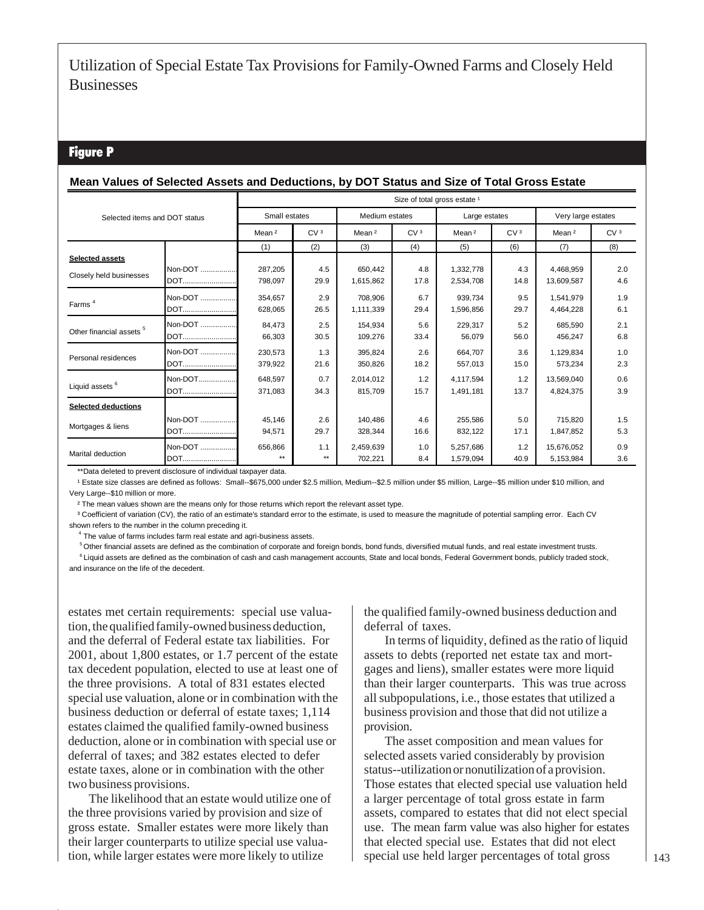# Utilization of Special Estate Tax Provisions for Family-Owned Farms and Closely Held Businesses

## Figure P

**Mean Values of Selected Assets and Deductions, by DOT Status and Size of Total Gross Estate**

| Selected items and DOT status | | Size of total gross estate [1] | | | | | | | |
|---|---|---|---|---|---|---|---|---|---|
| | | Small estates | | Medium estates | | Large estates | | Very large estates | |
| | | Mean [2] | CV [3] | Mean [2] | CV [3] | Mean [2] | CV [3] | Mean [2] | CV [3] |
| | | (1) | (2) | (3) | (4) | (5) | (6) | (7) | (8) |
| **Selected assets** | | | | | | | | | |
| Closely held businesses | Non-DOT | 287,205 | 4.5 | 650,442 | 4.8 | 1,332,778 | 4.3 | 4,468,959 | 2.0 |
| | DOT | 798,097 | 29.9 | 1,615,862 | 17.8 | 2,534,708 | 14.8 | 13,609,587 | 4.6 |
| Farms [4] | Non-DOT | 354,657 | 2.9 | 708,906 | 6.7 | 939,734 | 9.5 | 1,541,979 | 1.9 |
| | DOT | 628,065 | 26.5 | 1,111,339 | 29.4 | 1,596,856 | 29.7 | 4,464,228 | 6.1 |
| Other financial assets [5] | Non-DOT | 84,473 | 2.5 | 154,934 | 5.6 | 229,317 | 5.2 | 685,590 | 2.1 |
| | DOT | 66,303 | 30.5 | 109,276 | 33.4 | 56,079 | 56.0 | 456,247 | 6.8 |
| Personal residences | Non-DOT | 230,573 | 1.3 | 395,824 | 2.6 | 664,707 | 3.6 | 1,129,834 | 1.0 |
| | DOT | 379,922 | 21.6 | 350,826 | 18.2 | 557,013 | 15.0 | 573,234 | 2.3 |
| Liquid assets [6] | Non-DOT | 648,597 | 0.7 | 2,014,012 | 1.2 | 4,117,594 | 1.2 | 13,569,040 | 0.6 |
| | DOT | 371,083 | 34.3 | 815,709 | 15.7 | 1,491,181 | 13.7 | 4,824,375 | 3.9 |
| **Selected deductions** | | | | | | | | | |
| Mortgages & liens | Non-DOT | 45,146 | 2.6 | 140,486 | 4.6 | 255,586 | 5.0 | 715,820 | 1.5 |
| | DOT | 94,571 | 29.7 | 328,344 | 16.6 | 832,122 | 17.1 | 1,847,852 | 5.3 |
| Marital deduction | Non-DOT | 656,866 | 1.1 | 2,459,639 | 1.0 | 5,257,686 | 1.2 | 15,676,052 | 0.9 |
| | DOT | ** | ** | 702,221 | 8.4 | 1,579,094 | 40.9 | 5,153,984 | 3.6 |

**Data deleted to prevent disclosure of individual taxpayer data.

[1] Estate size classes are defined as follows: Small--$675,000 under $2.5 million, Medium--$2.5 million under $5 million, Large--$5 million under $10 million, and Very Large--$10 million or more.

[2] The mean values shown are the means only for those returns which report the relevant asset type.

[3] Coefficient of variation (CV), the ratio of an estimate's standard error to the estimate, is used to measure the magnitude of potential sampling error. Each CV shown refers to the number in the column preceding it.

[4] The value of farms includes farm real estate and agri-business assets.

[5] Other financial assets are defined as the combination of corporate and foreign bonds, bond funds, diversified mutual funds, and real estate investment trusts.

[6] Liquid assets are defined as the combination of cash and cash management accounts, State and local bonds, Federal Government bonds, publicly traded stock, and insurance on the life of the decedent.

estates met certain requirements: special use valuation, the qualified family-owned business deduction, and the deferral of Federal estate tax liabilities. For 2001, about 1,800 estates, or 1.7 percent of the estate tax decedent population, elected to use at least one of the three provisions. A total of 831 estates elected special use valuation, alone or in combination with the business deduction or deferral of estate taxes; 1,114 estates claimed the qualified family-owned business deduction, alone or in combination with special use or deferral of taxes; and 382 estates elected to defer estate taxes, alone or in combination with the other two business provisions.

The likelihood that an estate would utilize one of the three provisions varied by provision and size of gross estate. Smaller estates were more likely than their larger counterparts to utilize special use valuation, while larger estates were more likely to utilize the qualified family-owned business deduction and deferral of taxes.

In terms of liquidity, defined as the ratio of liquid assets to debts (reported net estate tax and mortgages and liens), smaller estates were more liquid than their larger counterparts. This was true across all subpopulations, i.e., those estates that utilized a business provision and those that did not utilize a provision.

The asset composition and mean values for selected assets varied considerably by provision status--utilization or nonutilization of a provision. Those estates that elected special use valuation held a larger percentage of total gross estate in farm assets, compared to estates that did not elect special use. The mean farm value was also higher for estates that elected special use. Estates that did not elect special use held larger percentages of total gross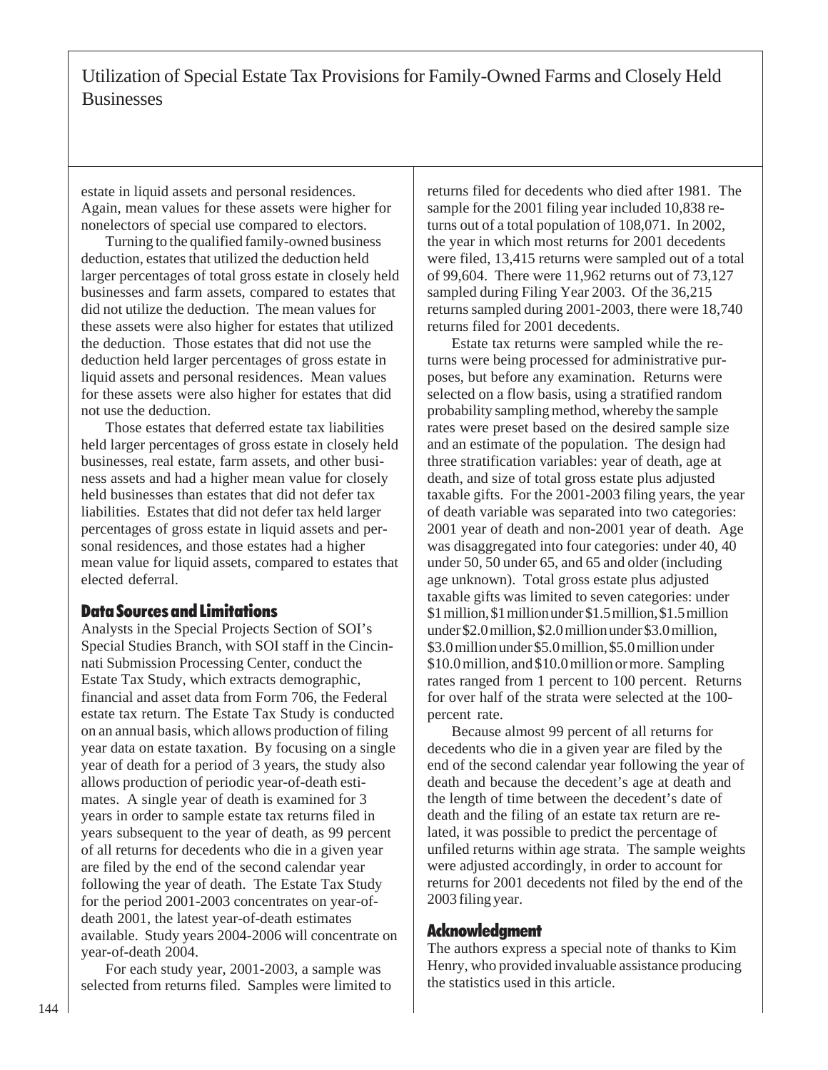estate in liquid assets and personal residences. Again, mean values for these assets were higher for nonelectors of special use compared to electors.

Turning to the qualified family-owned business deduction, estates that utilized the deduction held larger percentages of total gross estate in closely held businesses and farm assets, compared to estates that did not utilize the deduction. The mean values for these assets were also higher for estates that utilized the deduction. Those estates that did not use the deduction held larger percentages of gross estate in liquid assets and personal residences. Mean values for these assets were also higher for estates that did not use the deduction.

Those estates that deferred estate tax liabilities held larger percentages of gross estate in closely held businesses, real estate, farm assets, and other business assets and had a higher mean value for closely held businesses than estates that did not defer tax liabilities. Estates that did not defer tax held larger percentages of gross estate in liquid assets and personal residences, and those estates had a higher mean value for liquid assets, compared to estates that elected deferral.

## Data Sources and Limitations

Analysts in the Special Projects Section of SOI's Special Studies Branch, with SOI staff in the Cincinnati Submission Processing Center, conduct the Estate Tax Study, which extracts demographic, financial and asset data from Form 706, the Federal estate tax return. The Estate Tax Study is conducted on an annual basis, which allows production of filing year data on estate taxation. By focusing on a single year of death for a period of 3 years, the study also allows production of periodic year-of-death estimates. A single year of death is examined for 3 years in order to sample estate tax returns filed in years subsequent to the year of death, as 99 percent of all returns for decedents who die in a given year are filed by the end of the second calendar year following the year of death. The Estate Tax Study for the period 2001-2003 concentrates on year-of-death 2001, the latest year-of-death estimates available. Study years 2004-2006 will concentrate on year-of-death 2004.

For each study year, 2001-2003, a sample was selected from returns filed. Samples were limited to returns filed for decedents who died after 1981. The sample for the 2001 filing year included 10,838 returns out of a total population of 108,071. In 2002, the year in which most returns for 2001 decedents were filed, 13,415 returns were sampled out of a total of 99,604. There were 11,962 returns out of 73,127 sampled during Filing Year 2003. Of the 36,215 returns sampled during 2001-2003, there were 18,740 returns filed for 2001 decedents.

Estate tax returns were sampled while the returns were being processed for administrative purposes, but before any examination. Returns were selected on a flow basis, using a stratified random probability sampling method, whereby the sample rates were preset based on the desired sample size and an estimate of the population. The design had three stratification variables: year of death, age at death, and size of total gross estate plus adjusted taxable gifts. For the 2001-2003 filing years, the year of death variable was separated into two categories: 2001 year of death and non-2001 year of death. Age was disaggregated into four categories: under 40, 40 under 50, 50 under 65, and 65 and older (including age unknown). Total gross estate plus adjusted taxable gifts was limited to seven categories: under \$1 million, \$1 million under \$1.5 million, \$1.5 million under \$2.0 million, \$2.0 million under \$3.0 million, \$3.0 million under \$5.0 million, \$5.0 million under \$10.0 million, and \$10.0 million or more. Sampling rates ranged from 1 percent to 100 percent. Returns for over half of the strata were selected at the 100-percent rate.

Because almost 99 percent of all returns for decedents who die in a given year are filed by the end of the second calendar year following the year of death and because the decedent's age at death and the length of time between the decedent's date of death and the filing of an estate tax return are related, it was possible to predict the percentage of unfiled returns within age strata. The sample weights were adjusted accordingly, in order to account for returns for 2001 decedents not filed by the end of the 2003 filing year.

## Acknowledgment

The authors express a special note of thanks to Kim Henry, who provided invaluable assistance producing the statistics used in this article.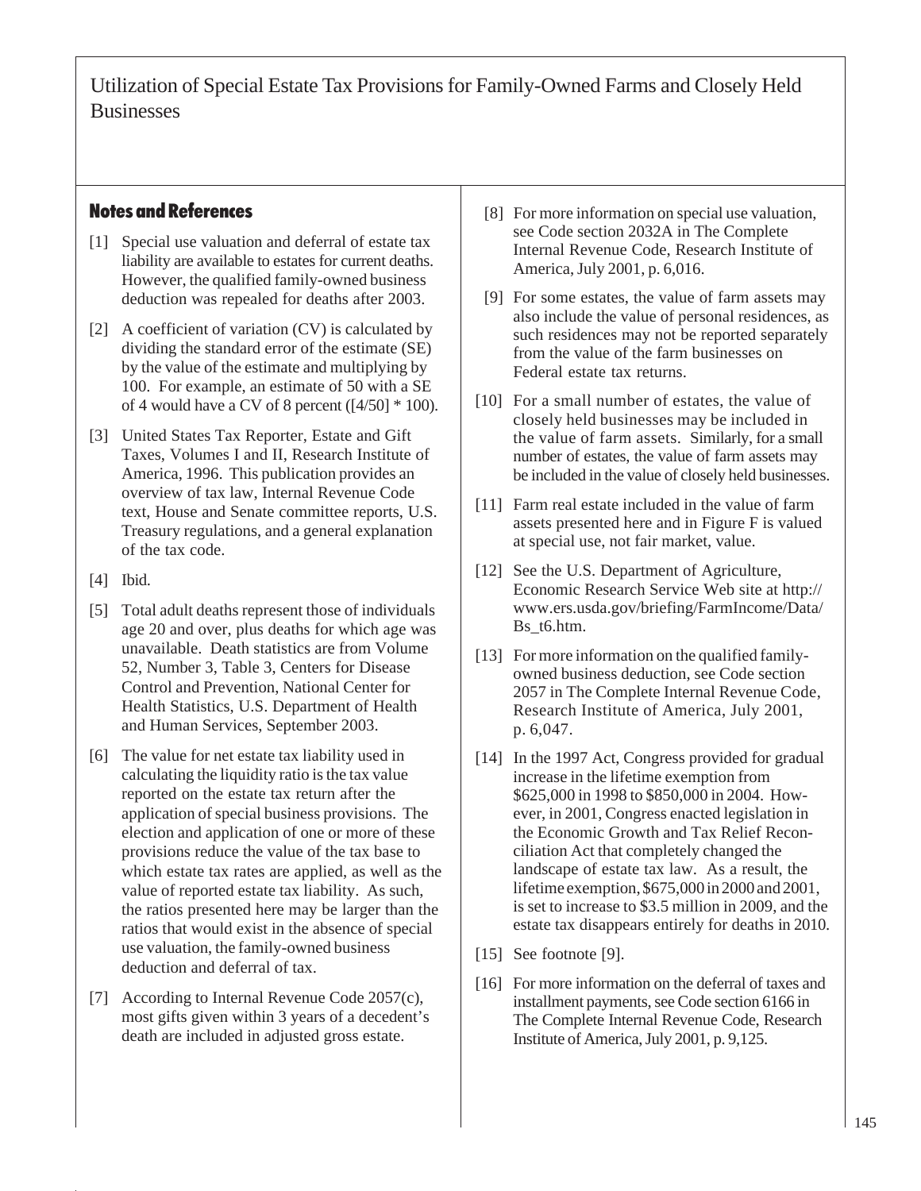Utilization of Special Estate Tax Provisions for Family-Owned Farms and Closely Held Businesses

## Notes and References

[1] Special use valuation and deferral of estate tax liability are available to estates for current deaths. However, the qualified family-owned business deduction was repealed for deaths after 2003.

[2] A coefficient of variation (CV) is calculated by dividing the standard error of the estimate (SE) by the value of the estimate and multiplying by 100. For example, an estimate of 50 with a SE of 4 would have a CV of 8 percent ([4/50] * 100).

[3] United States Tax Reporter, Estate and Gift Taxes, Volumes I and II, Research Institute of America, 1996. This publication provides an overview of tax law, Internal Revenue Code text, House and Senate committee reports, U.S. Treasury regulations, and a general explanation of the tax code.

[4] Ibid.

[5] Total adult deaths represent those of individuals age 20 and over, plus deaths for which age was unavailable. Death statistics are from Volume 52, Number 3, Table 3, Centers for Disease Control and Prevention, National Center for Health Statistics, U.S. Department of Health and Human Services, September 2003.

[6] The value for net estate tax liability used in calculating the liquidity ratio is the tax value reported on the estate tax return after the application of special business provisions. The election and application of one or more of these provisions reduce the value of the tax base to which estate tax rates are applied, as well as the value of reported estate tax liability. As such, the ratios presented here may be larger than the ratios that would exist in the absence of special use valuation, the family-owned business deduction and deferral of tax.

[7] According to Internal Revenue Code 2057(c), most gifts given within 3 years of a decedent's death are included in adjusted gross estate.

[8] For more information on special use valuation, see Code section 2032A in The Complete Internal Revenue Code, Research Institute of America, July 2001, p. 6,016.

[9] For some estates, the value of farm assets may also include the value of personal residences, as such residences may not be reported separately from the value of the farm businesses on Federal estate tax returns.

[10] For a small number of estates, the value of closely held businesses may be included in the value of farm assets. Similarly, for a small number of estates, the value of farm assets may be included in the value of closely held businesses.

[11] Farm real estate included in the value of farm assets presented here and in Figure F is valued at special use, not fair market, value.

[12] See the U.S. Department of Agriculture, Economic Research Service Web site at http://www.ers.usda.gov/briefing/FarmIncome/Data/Bs_t6.htm.

[13] For more information on the qualified family-owned business deduction, see Code section 2057 in The Complete Internal Revenue Code, Research Institute of America, July 2001, p. 6,047.

[14] In the 1997 Act, Congress provided for gradual increase in the lifetime exemption from $625,000 in 1998 to $850,000 in 2004. However, in 2001, Congress enacted legislation in the Economic Growth and Tax Relief Reconciliation Act that completely changed the landscape of estate tax law. As a result, the lifetime exemption, $675,000 in 2000 and 2001, is set to increase to $3.5 million in 2009, and the estate tax disappears entirely for deaths in 2010.

[15] See footnote [9].

[16] For more information on the deferral of taxes and installment payments, see Code section 6166 in The Complete Internal Revenue Code, Research Institute of America, July 2001, p. 9,125.